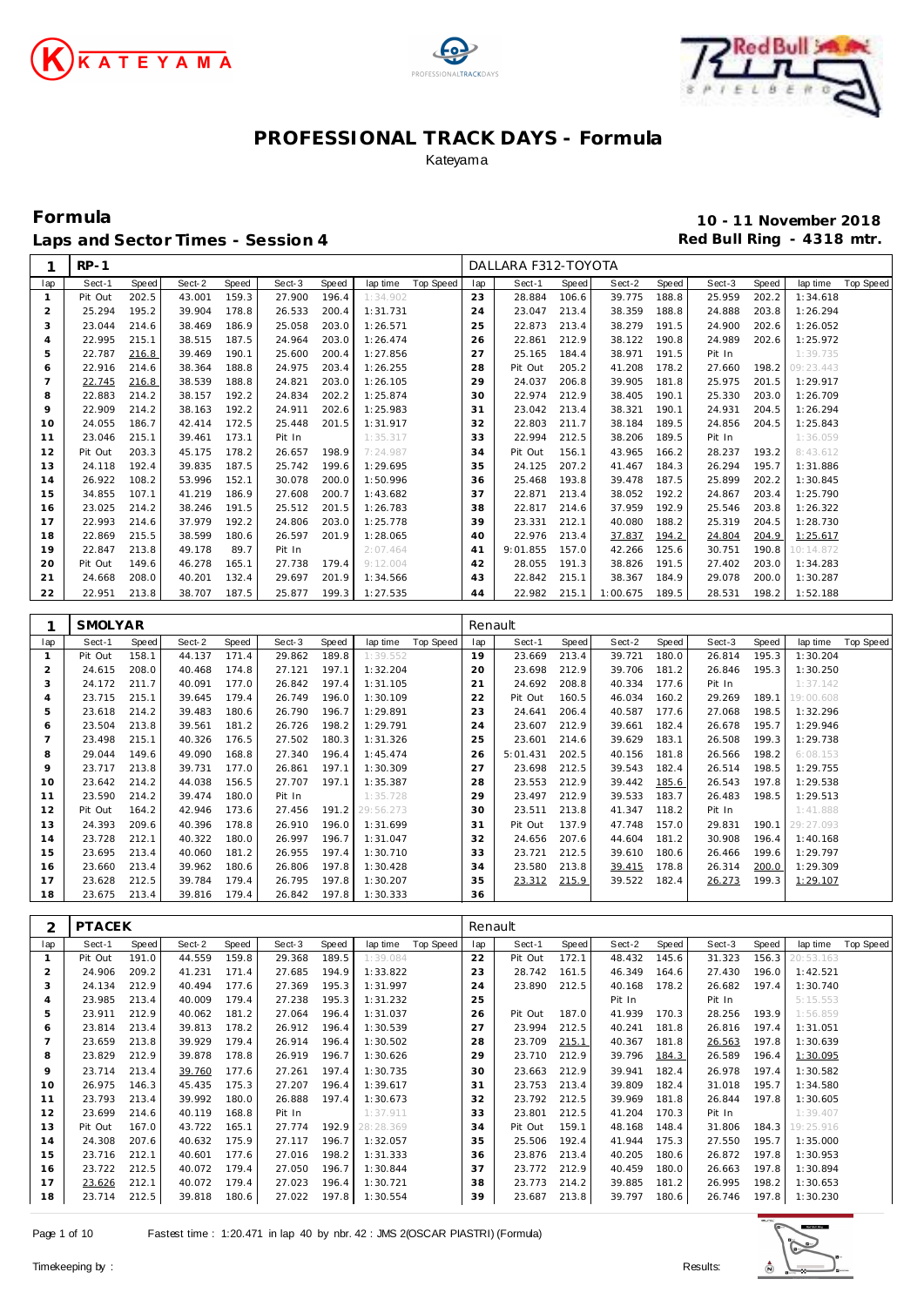# PROFESSIONAL TRACK DAYS - Formula

Kateyama

## Formula

## Laps and Sector Times - Session 4

**10 - 11 November 2018**
**Red Bull Ring - 4318 mtr.**

| 1 | RP-1 | | | | | | | | | DALLARA F312-TOYOTA | | | | | | | | | |
|---|---|---|---|---|---|---|---|---|---|---|---|---|---|---|---|---|---|---|---|
| lap | Sect-1 | Speed | Sect-2 | Speed | Sect-3 | Speed | lap time | Top Speed | lap | Sect-1 | Speed | Sect-2 | Speed | Sect-3 | Speed | lap time | Top Speed |
| 1 | Pit Out | 202.5 | 43.001 | 159.3 | 27.900 | 196.4 | 1:34.902 | | 23 | 28.884 | 106.6 | 39.775 | 188.8 | 25.959 | 202.2 | 1:34.618 | |
| 2 | 25.294 | 195.2 | 39.904 | 178.8 | 26.533 | 200.4 | 1:31.731 | | 24 | 23.047 | 213.4 | 38.359 | 188.8 | 24.888 | 203.8 | 1:26.294 | |
| 3 | 23.044 | 214.6 | 38.469 | 186.9 | 25.058 | 203.0 | 1:26.571 | | 25 | 22.873 | 213.4 | 38.279 | 191.5 | 24.900 | 202.6 | 1:26.052 | |
| 4 | 22.995 | 215.1 | 38.515 | 187.5 | 24.964 | 203.0 | 1:26.474 | | 26 | 22.861 | 212.9 | 38.122 | 190.8 | 24.989 | 202.6 | 1:25.972 | |
| 5 | 22.787 | 216.8 | 39.469 | 190.1 | 25.600 | 200.4 | 1:27.856 | | 27 | 25.165 | 184.4 | 38.971 | 191.5 | Pit In | | 1:39.735 | |
| 6 | 22.916 | 214.6 | 38.364 | 188.8 | 24.975 | 203.4 | 1:26.255 | | 28 | Pit Out | 205.2 | 41.208 | 178.2 | 27.660 | 198.2 | 09:23.443 | |
| 7 | 22.745 | 216.8 | 38.539 | 188.8 | 24.821 | 203.0 | 1:26.105 | | 29 | 24.037 | 206.8 | 39.905 | 181.8 | 25.975 | 201.5 | 1:29.917 | |
| 8 | 22.883 | 214.2 | 38.157 | 192.2 | 24.834 | 202.2 | 1:25.874 | | 30 | 22.974 | 212.9 | 38.405 | 190.1 | 25.330 | 203.0 | 1:26.709 | |
| 9 | 22.909 | 214.2 | 38.163 | 192.2 | 24.911 | 202.6 | 1:25.983 | | 31 | 23.042 | 213.4 | 38.321 | 190.1 | 24.931 | 204.5 | 1:26.294 | |
| 10 | 24.055 | 186.7 | 42.414 | 172.5 | 25.448 | 201.5 | 1:31.917 | | 32 | 22.803 | 211.7 | 38.184 | 189.5 | 24.856 | 204.5 | 1:25.843 | |
| 11 | 23.046 | 215.1 | 39.461 | 173.1 | Pit In | | 1:35.317 | | 33 | 22.994 | 212.5 | 38.206 | 189.5 | Pit In | | 1:36.059 | |
| 12 | Pit Out | 203.3 | 45.175 | 178.2 | 26.657 | 198.9 | 7:24.987 | | 34 | Pit Out | 156.1 | 43.965 | 166.2 | 28.237 | 193.2 | 8:43.612 | |
| 13 | 24.118 | 192.4 | 39.835 | 187.5 | 25.742 | 199.6 | 1:29.695 | | 35 | 24.125 | 207.2 | 41.467 | 184.3 | 26.294 | 195.7 | 1:31.886 | |
| 14 | 26.922 | 108.2 | 53.996 | 152.1 | 30.078 | 200.0 | 1:50.996 | | 36 | 25.468 | 193.8 | 39.478 | 187.5 | 25.899 | 202.2 | 1:30.845 | |
| 15 | 34.855 | 107.1 | 41.219 | 186.9 | 27.608 | 200.7 | 1:43.682 | | 37 | 22.871 | 213.4 | 38.052 | 192.2 | 24.867 | 203.4 | 1:25.790 | |
| 16 | 23.025 | 214.2 | 38.246 | 191.5 | 25.512 | 201.5 | 1:26.783 | | 38 | 22.817 | 214.6 | 37.959 | 192.9 | 25.546 | 203.8 | 1:26.322 | |
| 17 | 22.993 | 214.6 | 37.979 | 192.2 | 24.806 | 203.0 | 1:25.778 | | 39 | 23.331 | 212.1 | 40.080 | 188.2 | 25.319 | 204.5 | 1:28.730 | |
| 18 | 22.869 | 215.5 | 38.599 | 180.6 | 26.597 | 201.9 | 1:28.065 | | 40 | 22.976 | 213.4 | 37.837 | 194.2 | 24.804 | 204.9 | 1:25.617 | |
| 19 | 22.847 | 213.8 | 49.178 | 89.7 | Pit In | | 2:07.464 | | 41 | 9:01.855 | 157.0 | 42.266 | 125.6 | 30.751 | 190.8 | 10:14.872 | |
| 20 | Pit Out | 149.6 | 46.278 | 165.1 | 27.738 | 179.4 | 9:12.004 | | 42 | 28.055 | 191.3 | 38.826 | 191.5 | 27.402 | 203.0 | 1:34.283 | |
| 21 | 24.668 | 208.0 | 40.201 | 132.4 | 29.697 | 201.9 | 1:34.566 | | 43 | 22.842 | 215.1 | 38.367 | 184.9 | 29.078 | 200.0 | 1:30.287 | |
| 22 | 22.951 | 213.8 | 38.707 | 187.5 | 25.877 | 199.3 | 1:27.535 | | 44 | 22.982 | 215.1 | 1:00.675 | 189.5 | 28.531 | 198.2 | 1:52.188 | |

| 1 | SMOLYAR | | | | | | | | | Renault | | | | | | | | | |
|---|---|---|---|---|---|---|---|---|---|---|---|---|---|---|---|---|---|---|---|
| lap | Sect-1 | Speed | Sect-2 | Speed | Sect-3 | Speed | lap time | Top Speed | lap | Sect-1 | Speed | Sect-2 | Speed | Sect-3 | Speed | lap time | Top Speed |
| 1 | Pit Out | 158.1 | 44.137 | 171.4 | 29.862 | 189.8 | 1:39.552 | | 19 | 23.669 | 213.4 | 39.721 | 180.0 | 26.814 | 195.3 | 1:30.204 | |
| 2 | 24.615 | 208.0 | 40.468 | 174.8 | 27.121 | 197.1 | 1:32.204 | | 20 | 23.698 | 212.9 | 39.706 | 181.2 | 26.846 | 195.3 | 1:30.250 | |
| 3 | 24.172 | 211.7 | 40.091 | 177.0 | 26.842 | 197.4 | 1:31.105 | | 21 | 24.692 | 208.8 | 40.334 | 177.6 | Pit In | | 1:37.142 | |
| 4 | 23.715 | 215.1 | 39.645 | 179.4 | 26.749 | 196.0 | 1:30.109 | | 22 | Pit Out | 160.5 | 46.034 | 160.2 | 29.269 | 189.1 | 19:00.608 | |
| 5 | 23.618 | 214.2 | 39.483 | 180.6 | 26.790 | 196.7 | 1:29.891 | | 23 | 24.641 | 206.4 | 40.587 | 177.6 | 27.068 | 198.5 | 1:32.296 | |
| 6 | 23.504 | 213.8 | 39.561 | 181.2 | 26.726 | 198.2 | 1:29.791 | | 24 | 23.607 | 212.9 | 39.661 | 182.4 | 26.678 | 195.7 | 1:29.946 | |
| 7 | 23.498 | 215.1 | 40.326 | 176.5 | 27.502 | 180.3 | 1:31.326 | | 25 | 23.601 | 214.6 | 39.629 | 183.1 | 26.508 | 199.3 | 1:29.738 | |
| 8 | 29.044 | 149.6 | 49.090 | 168.8 | 27.340 | 196.4 | 1:45.474 | | 26 | 5:01.431 | 202.5 | 40.156 | 181.8 | 26.566 | 198.2 | 6:08.153 | |
| 9 | 23.717 | 213.8 | 39.731 | 177.0 | 26.861 | 197.1 | 1:30.309 | | 27 | 23.698 | 212.5 | 39.543 | 182.4 | 26.514 | 198.5 | 1:29.755 | |
| 10 | 23.642 | 214.2 | 44.038 | 156.5 | 27.707 | 197.1 | 1:35.387 | | 28 | 23.553 | 212.9 | 39.442 | 185.6 | 26.543 | 197.8 | 1:29.538 | |
| 11 | 23.590 | 214.2 | 39.474 | 180.0 | Pit In | | 1:35.728 | | 29 | 23.497 | 212.9 | 39.533 | 183.7 | 26.483 | 198.5 | 1:29.513 | |
| 12 | Pit Out | 164.2 | 42.946 | 173.6 | 27.456 | 191.2 | 29:56.273 | | 30 | 23.511 | 213.8 | 41.347 | 118.2 | Pit In | | 1:41.888 | |
| 13 | 24.393 | 209.6 | 40.396 | 178.8 | 26.910 | 196.0 | 1:31.699 | | 31 | Pit Out | 137.9 | 47.748 | 157.0 | 29.831 | 190.1 | 29:27.093 | |
| 14 | 23.728 | 212.1 | 40.322 | 180.0 | 26.997 | 196.7 | 1:31.047 | | 32 | 24.656 | 207.6 | 44.604 | 181.2 | 30.908 | 196.4 | 1:40.168 | |
| 15 | 23.695 | 213.4 | 40.060 | 181.2 | 26.955 | 197.4 | 1:30.710 | | 33 | 23.721 | 212.5 | 39.610 | 180.6 | 26.466 | 199.6 | 1:29.797 | |
| 16 | 23.660 | 213.4 | 39.962 | 180.6 | 26.806 | 197.8 | 1:30.428 | | 34 | 23.580 | 213.8 | 39.415 | 178.8 | 26.314 | 200.0 | 1:29.309 | |
| 17 | 23.628 | 212.5 | 39.784 | 179.4 | 26.795 | 197.8 | 1:30.207 | | 35 | 23.312 | 215.9 | 39.522 | 182.4 | 26.273 | 199.3 | 1:29.107 | |
| 18 | 23.675 | 213.4 | 39.816 | 179.4 | 26.842 | 197.8 | 1:30.333 | | 36 | | | | | | | | |

| 2 | PTACEK | | | | | | | | | Renault | | | | | | | | | |
|---|---|---|---|---|---|---|---|---|---|---|---|---|---|---|---|---|---|---|---|
| lap | Sect-1 | Speed | Sect-2 | Speed | Sect-3 | Speed | lap time | Top Speed | lap | Sect-1 | Speed | Sect-2 | Speed | Sect-3 | Speed | lap time | Top Speed |
| 1 | Pit Out | 191.0 | 44.559 | 159.8 | 29.368 | 189.5 | 1:39.084 | | 22 | Pit Out | 172.1 | 48.432 | 145.6 | 31.323 | 156.3 | 20:53.163 | |
| 2 | 24.906 | 209.2 | 41.231 | 171.4 | 27.685 | 194.9 | 1:33.822 | | 23 | 28.742 | 161.5 | 46.349 | 164.6 | 27.430 | 196.0 | 1:42.521 | |
| 3 | 24.134 | 212.9 | 40.494 | 177.6 | 27.369 | 195.3 | 1:31.997 | | 24 | 23.890 | 212.5 | 40.168 | 178.2 | 26.682 | 197.4 | 1:30.740 | |
| 4 | 23.985 | 213.4 | 40.009 | 179.4 | 27.238 | 195.3 | 1:31.232 | | 25 | | | Pit In | | Pit In | | 5:15.553 | |
| 5 | 23.911 | 212.9 | 40.062 | 181.2 | 27.064 | 196.4 | 1:31.037 | | 26 | Pit Out | 187.0 | 41.939 | 170.3 | 28.256 | 193.9 | 1:56.859 | |
| 6 | 23.814 | 213.4 | 39.813 | 178.2 | 26.912 | 196.4 | 1:30.539 | | 27 | 23.994 | 212.5 | 40.241 | 181.8 | 26.816 | 197.4 | 1:31.051 | |
| 7 | 23.659 | 213.8 | 39.929 | 179.4 | 26.914 | 196.4 | 1:30.502 | | 28 | 23.709 | 215.1 | 40.367 | 181.8 | 26.563 | 197.8 | 1:30.639 | |
| 8 | 23.829 | 212.9 | 39.878 | 178.8 | 26.919 | 196.7 | 1:30.626 | | 29 | 23.710 | 212.5 | 39.796 | 184.3 | 26.589 | 196.4 | 1:30.095 | |
| 9 | 23.714 | 213.4 | 39.760 | 177.6 | 27.261 | 197.4 | 1:30.735 | | 30 | 23.663 | 212.9 | 39.941 | 182.4 | 26.978 | 197.4 | 1:30.582 | |
| 10 | 26.975 | 146.3 | 45.435 | 175.3 | 27.207 | 196.4 | 1:39.617 | | 31 | 23.753 | 213.4 | 39.809 | 182.4 | 31.018 | 195.7 | 1:34.580 | |
| 11 | 23.793 | 213.4 | 39.992 | 180.0 | 26.888 | 197.4 | 1:30.673 | | 32 | 23.792 | 212.5 | 39.969 | 181.8 | 26.844 | 197.8 | 1:30.605 | |
| 12 | 23.699 | 214.6 | 40.119 | 168.8 | Pit In | | 1:37.911 | | 33 | 23.801 | 212.5 | 41.204 | 170.3 | Pit In | | 1:39.407 | |
| 13 | Pit Out | 167.0 | 43.722 | 165.1 | 27.774 | 192.9 | 28:28.369 | | 34 | Pit Out | 159.1 | 48.168 | 148.4 | 31.806 | 184.3 | 19:25.916 | |
| 14 | 24.308 | 207.6 | 40.632 | 175.9 | 27.117 | 196.7 | 1:32.057 | | 35 | 25.506 | 192.4 | 41.944 | 175.3 | 27.550 | 195.7 | 1:35.000 | |
| 15 | 23.716 | 212.1 | 40.601 | 177.6 | 27.016 | 198.2 | 1:31.333 | | 36 | 23.876 | 213.4 | 40.205 | 180.6 | 26.872 | 197.8 | 1:30.953 | |
| 16 | 23.722 | 212.5 | 40.072 | 179.4 | 27.050 | 196.7 | 1:30.844 | | 37 | 23.772 | 212.9 | 40.459 | 180.0 | 26.663 | 197.8 | 1:30.894 | |
| 17 | 23.626 | 212.1 | 40.072 | 179.4 | 27.023 | 196.4 | 1:30.721 | | 38 | 23.773 | 214.2 | 39.885 | 181.2 | 26.995 | 198.2 | 1:30.653 | |
| 18 | 23.714 | 212.5 | 39.818 | 180.6 | 27.022 | 197.8 | 1:30.554 | | 39 | 23.687 | 213.8 | 39.797 | 180.6 | 26.746 | 197.8 | 1:30.230 | |

Fastest time : 1:20.471 in lap 40 by nbr. 42 : JMS 2(OSCAR PIASTRI) (Formula)

Timekeeping by : Results: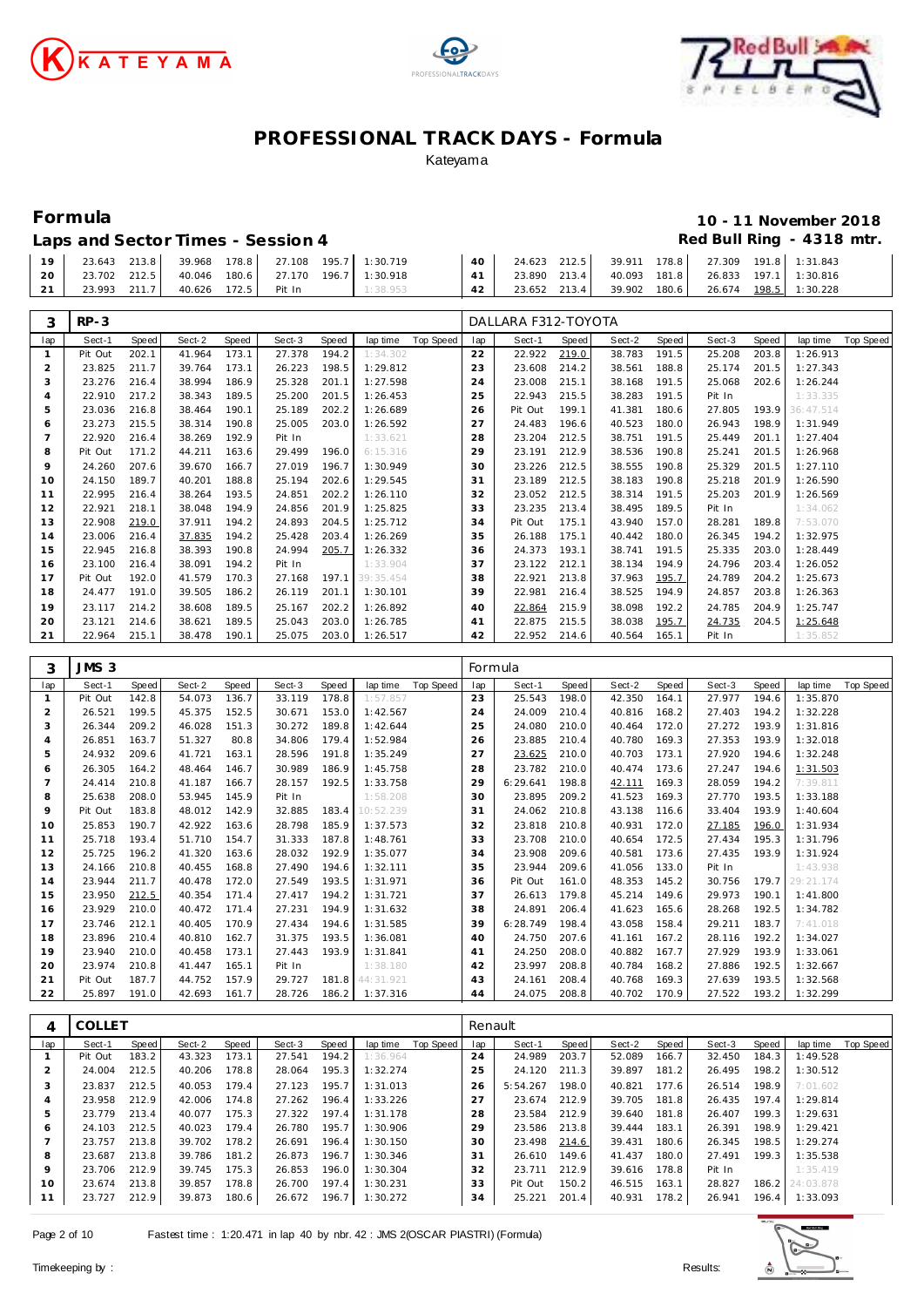# PROFESSIONAL TRACK DAYS - Formula

Kateyama

## Formula

**10 - 11 November 2018**

### Laps and Sector Times - Session 4

**Red Bull Ring - 4318 mtr.**

| lap | Sect-1 | Speed | Sect-2 | Speed | Sect-3 | Speed | lap time | Top Speed | lap | Sect-1 | Speed | Sect-2 | Speed | Sect-3 | Speed | lap time | Top Speed |
|---|---|---|---|---|---|---|---|---|---|---|---|---|---|---|---|---|---|
| 19 | 23.643 | 213.8 | 39.968 | 178.8 | 27.108 | 195.7 | 1:30.719 | | 40 | 24.623 | 212.5 | 39.911 | 178.8 | 27.309 | 191.8 | 1:31.843 | |
| 20 | 23.702 | 212.5 | 40.046 | 180.6 | 27.170 | 196.7 | 1:30.918 | | 41 | 23.890 | 213.4 | 40.093 | 181.8 | 26.833 | 197.1 | 1:30.816 | |
| 21 | 23.993 | 211.7 | 40.626 | 172.5 | Pit In | | 1:38.953 | | 42 | 23.652 | 213.4 | 39.902 | 180.6 | 26.674 | 198.5 | 1:30.228 | |

### 3 RP-3 — DALLARA F312-TOYOTA

| lap | Sect-1 | Speed | Sect-2 | Speed | Sect-3 | Speed | lap time | Top Speed | lap | Sect-1 | Speed | Sect-2 | Speed | Sect-3 | Speed | lap time | Top Speed |
|---|---|---|---|---|---|---|---|---|---|---|---|---|---|---|---|---|---|
| 1 | Pit Out | 202.1 | 41.964 | 173.1 | 27.378 | 194.2 | 1:34.302 | | 22 | 22.922 | 219.0 | 38.783 | 191.5 | 25.208 | 203.8 | 1:26.913 | |
| 2 | 23.825 | 211.7 | 39.764 | 173.1 | 26.223 | 198.5 | 1:29.812 | | 23 | 23.608 | 214.2 | 38.561 | 188.8 | 25.174 | 201.5 | 1:27.343 | |
| 3 | 23.276 | 216.4 | 38.994 | 186.9 | 25.328 | 201.1 | 1:27.598 | | 24 | 23.008 | 215.1 | 38.168 | 191.5 | 25.068 | 202.6 | 1:26.244 | |
| 4 | 22.910 | 217.2 | 38.343 | 189.5 | 25.200 | 201.5 | 1:26.453 | | 25 | 22.943 | 215.5 | 38.283 | 191.5 | Pit In | | 1:33.335 | |
| 5 | 23.036 | 216.8 | 38.464 | 190.1 | 25.189 | 202.2 | 1:26.689 | | 26 | Pit Out | 199.1 | 41.381 | 180.6 | 27.805 | 193.9 | 36:47.514 | |
| 6 | 23.273 | 215.5 | 38.314 | 190.8 | 25.005 | 203.0 | 1:26.592 | | 27 | 24.483 | 196.6 | 40.523 | 180.0 | 26.943 | 198.9 | 1:31.949 | |
| 7 | 22.920 | 216.4 | 38.269 | 192.9 | Pit In | | 1:33.621 | | 28 | 23.204 | 212.5 | 38.751 | 191.5 | 25.449 | 201.1 | 1:27.404 | |
| 8 | Pit Out | 171.2 | 44.211 | 163.6 | 29.499 | 196.0 | 6:15.316 | | 29 | 23.191 | 212.9 | 38.536 | 190.8 | 25.241 | 201.5 | 1:26.968 | |
| 9 | 24.260 | 207.6 | 39.670 | 166.7 | 27.019 | 196.7 | 1:30.949 | | 30 | 23.226 | 212.5 | 38.555 | 190.8 | 25.329 | 201.5 | 1:27.110 | |
| 10 | 24.150 | 189.7 | 40.201 | 188.8 | 25.194 | 202.6 | 1:29.545 | | 31 | 23.189 | 212.5 | 38.183 | 190.8 | 25.218 | 201.9 | 1:26.590 | |
| 11 | 22.995 | 216.4 | 38.264 | 193.5 | 24.851 | 202.2 | 1:26.110 | | 32 | 23.052 | 212.5 | 38.314 | 191.5 | 25.203 | 201.9 | 1:26.569 | |
| 12 | 22.921 | 218.1 | 38.048 | 194.9 | 24.856 | 201.9 | 1:25.825 | | 33 | 23.235 | 213.4 | 38.495 | 189.5 | Pit In | | 1:34.062 | |
| 13 | 22.908 | 219.0 | 37.911 | 194.2 | 24.893 | 204.5 | 1:25.712 | | 34 | Pit Out | 175.1 | 43.940 | 157.0 | 28.281 | 189.8 | 7:53.070 | |
| 14 | 23.006 | 216.4 | 37.835 | 194.2 | 25.428 | 203.4 | 1:26.269 | | 35 | 26.188 | 175.1 | 40.442 | 180.0 | 26.345 | 194.2 | 1:32.975 | |
| 15 | 22.945 | 216.8 | 38.393 | 190.8 | 24.994 | 205.7 | 1:26.332 | | 36 | 24.373 | 193.1 | 38.741 | 191.5 | 25.335 | 203.0 | 1:28.449 | |
| 16 | 23.100 | 216.4 | 38.091 | 194.2 | Pit In | | 1:33.904 | | 37 | 23.122 | 212.1 | 38.134 | 194.9 | 24.796 | 203.4 | 1:26.052 | |
| 17 | Pit Out | 192.0 | 41.579 | 170.3 | 27.168 | 197.1 | 39:35.454 | | 38 | 22.921 | 213.8 | 37.963 | 195.7 | 24.789 | 204.2 | 1:25.673 | |
| 18 | 24.477 | 191.0 | 39.505 | 186.2 | 26.119 | 201.1 | 1:30.101 | | 39 | 22.981 | 216.4 | 38.525 | 194.9 | 24.857 | 203.8 | 1:26.363 | |
| 19 | 23.117 | 214.2 | 38.608 | 189.5 | 25.167 | 202.2 | 1:26.892 | | 40 | 22.864 | 215.9 | 38.098 | 192.2 | 24.785 | 204.9 | 1:25.747 | |
| 20 | 23.121 | 214.6 | 38.621 | 189.5 | 25.043 | 203.0 | 1:26.785 | | 41 | 22.875 | 215.5 | 38.038 | 195.7 | 24.735 | 204.5 | 1:25.648 | |
| 21 | 22.964 | 215.1 | 38.478 | 190.1 | 25.075 | 203.0 | 1:26.517 | | 42 | 22.952 | 214.6 | 40.564 | 165.1 | Pit In | | 1:35.852 | |

### 3 JMS 3 — Formula

| lap | Sect-1 | Speed | Sect-2 | Speed | Sect-3 | Speed | lap time | Top Speed | lap | Sect-1 | Speed | Sect-2 | Speed | Sect-3 | Speed | lap time | Top Speed |
|---|---|---|---|---|---|---|---|---|---|---|---|---|---|---|---|---|---|
| 1 | Pit Out | 142.8 | 54.073 | 136.7 | 33.119 | 178.8 | 1:57.857 | | 23 | 25.543 | 198.0 | 42.350 | 164.1 | 27.977 | 194.6 | 1:35.870 | |
| 2 | 26.521 | 199.5 | 45.375 | 152.5 | 30.671 | 153.0 | 1:42.567 | | 24 | 24.009 | 210.4 | 40.816 | 168.2 | 27.403 | 194.2 | 1:32.228 | |
| 3 | 26.344 | 209.2 | 46.028 | 151.3 | 30.272 | 189.8 | 1:42.644 | | 25 | 24.080 | 210.0 | 40.464 | 172.0 | 27.272 | 193.9 | 1:31.816 | |
| 4 | 26.851 | 163.7 | 51.327 | 80.8 | 34.806 | 179.4 | 1:52.984 | | 26 | 23.885 | 210.4 | 40.780 | 169.3 | 27.353 | 193.9 | 1:32.018 | |
| 5 | 24.932 | 209.6 | 41.721 | 163.1 | 28.596 | 191.8 | 1:35.249 | | 27 | 23.625 | 210.0 | 40.703 | 173.1 | 27.920 | 194.6 | 1:32.248 | |
| 6 | 26.305 | 164.2 | 48.464 | 146.7 | 30.989 | 186.9 | 1:45.758 | | 28 | 23.782 | 210.0 | 40.474 | 173.6 | 27.247 | 194.6 | 1:31.503 | |
| 7 | 24.414 | 210.8 | 41.187 | 166.7 | 28.157 | 192.5 | 1:33.758 | | 29 | 6:29.641 | 198.8 | 42.111 | 169.3 | 28.059 | 194.2 | 7:39.811 | |
| 8 | 25.638 | 208.0 | 53.945 | 145.9 | Pit In | | 1:58.208 | | 30 | 23.895 | 209.2 | 41.523 | 169.3 | 27.770 | 193.5 | 1:33.188 | |
| 9 | Pit Out | 183.8 | 48.012 | 142.9 | 32.885 | 183.4 | 10:52.239 | | 31 | 24.062 | 210.8 | 43.138 | 116.6 | 33.404 | 193.9 | 1:40.604 | |
| 10 | 25.853 | 190.7 | 42.922 | 163.6 | 28.798 | 185.9 | 1:37.573 | | 32 | 23.818 | 210.8 | 40.931 | 172.0 | 27.185 | 196.0 | 1:31.934 | |
| 11 | 25.718 | 193.4 | 51.710 | 154.7 | 31.333 | 187.8 | 1:48.761 | | 33 | 23.708 | 210.0 | 40.654 | 172.5 | 27.434 | 195.3 | 1:31.796 | |
| 12 | 25.725 | 196.2 | 41.320 | 163.6 | 28.032 | 192.9 | 1:35.077 | | 34 | 23.908 | 209.6 | 40.581 | 173.6 | 27.435 | 193.9 | 1:31.924 | |
| 13 | 24.166 | 210.8 | 40.455 | 168.8 | 27.490 | 194.6 | 1:32.111 | | 35 | 23.944 | 209.6 | 41.056 | 133.0 | Pit In | | 1:43.938 | |
| 14 | 23.944 | 211.7 | 40.478 | 172.0 | 27.549 | 193.5 | 1:31.971 | | 36 | Pit Out | 161.0 | 48.353 | 145.2 | 30.756 | 179.7 | 29:21.174 | |
| 15 | 23.950 | 212.5 | 40.354 | 171.4 | 27.417 | 194.2 | 1:31.721 | | 37 | 26.613 | 179.8 | 45.214 | 149.6 | 29.973 | 190.1 | 1:41.800 | |
| 16 | 23.929 | 210.0 | 40.472 | 171.4 | 27.231 | 194.9 | 1:31.632 | | 38 | 24.891 | 206.4 | 41.623 | 165.6 | 28.268 | 192.5 | 1:34.782 | |
| 17 | 23.746 | 212.1 | 40.405 | 170.9 | 27.434 | 194.6 | 1:31.585 | | 39 | 6:28.749 | 198.4 | 43.058 | 158.4 | 29.211 | 183.7 | 7:41.018 | |
| 18 | 23.896 | 210.4 | 40.810 | 162.7 | 31.375 | 193.5 | 1:36.081 | | 40 | 24.750 | 207.6 | 41.161 | 167.2 | 28.116 | 192.2 | 1:34.027 | |
| 19 | 23.940 | 210.0 | 40.458 | 173.1 | 27.443 | 193.9 | 1:31.841 | | 41 | 24.250 | 208.0 | 40.882 | 167.7 | 27.929 | 193.9 | 1:33.061 | |
| 20 | 23.974 | 210.8 | 41.447 | 165.1 | Pit In | | 1:38.180 | | 42 | 23.997 | 208.8 | 40.784 | 168.2 | 27.886 | 192.5 | 1:32.667 | |
| 21 | Pit Out | 187.7 | 44.752 | 157.9 | 29.727 | 181.8 | 44:31.921 | | 43 | 24.161 | 208.4 | 40.768 | 169.3 | 27.639 | 193.5 | 1:32.568 | |
| 22 | 25.897 | 191.0 | 42.693 | 161.7 | 28.726 | 186.2 | 1:37.316 | | 44 | 24.075 | 208.8 | 40.702 | 170.9 | 27.522 | 193.2 | 1:32.299 | |

### 4 COLLET — Renault

| lap | Sect-1 | Speed | Sect-2 | Speed | Sect-3 | Speed | lap time | Top Speed | lap | Sect-1 | Speed | Sect-2 | Speed | Sect-3 | Speed | lap time | Top Speed |
|---|---|---|---|---|---|---|---|---|---|---|---|---|---|---|---|---|---|
| 1 | Pit Out | 183.2 | 43.323 | 173.1 | 27.541 | 194.2 | 1:36.964 | | 24 | 24.989 | 203.7 | 52.089 | 166.7 | 32.450 | 184.3 | 1:49.528 | |
| 2 | 24.004 | 212.5 | 40.206 | 178.8 | 28.064 | 195.3 | 1:32.274 | | 25 | 24.120 | 211.3 | 39.897 | 181.2 | 26.495 | 198.2 | 1:30.512 | |
| 3 | 23.837 | 212.5 | 40.053 | 179.4 | 27.123 | 195.7 | 1:31.013 | | 26 | 5:54.267 | 198.0 | 40.821 | 177.6 | 26.514 | 198.9 | 7:01.602 | |
| 4 | 23.958 | 212.9 | 42.006 | 174.8 | 27.262 | 196.4 | 1:33.226 | | 27 | 23.674 | 212.9 | 39.705 | 181.8 | 26.435 | 197.4 | 1:29.814 | |
| 5 | 23.779 | 213.4 | 40.077 | 175.3 | 27.322 | 197.4 | 1:31.178 | | 28 | 23.584 | 212.9 | 39.640 | 181.8 | 26.407 | 199.3 | 1:29.631 | |
| 6 | 24.103 | 212.5 | 40.023 | 179.4 | 26.780 | 195.7 | 1:30.906 | | 29 | 23.586 | 213.8 | 39.444 | 183.1 | 26.391 | 198.9 | 1:29.421 | |
| 7 | 23.757 | 213.8 | 39.702 | 178.2 | 26.691 | 196.4 | 1:30.150 | | 30 | 23.498 | 214.6 | 39.431 | 180.6 | 26.345 | 198.5 | 1:29.274 | |
| 8 | 23.687 | 213.8 | 39.786 | 181.2 | 26.873 | 196.7 | 1:30.346 | | 31 | 26.610 | 149.6 | 41.437 | 180.0 | 27.491 | 199.3 | 1:35.538 | |
| 9 | 23.706 | 212.9 | 39.745 | 175.3 | 26.853 | 196.0 | 1:30.304 | | 32 | 23.711 | 212.9 | 39.616 | 178.8 | Pit In | | 1:35.419 | |
| 10 | 23.674 | 213.8 | 39.857 | 178.8 | 26.700 | 197.4 | 1:30.231 | | 33 | Pit Out | 150.2 | 46.515 | 163.1 | 28.827 | 186.2 | 24:03.878 | |
| 11 | 23.727 | 212.9 | 39.873 | 180.6 | 26.672 | 196.7 | 1:30.272 | | 34 | 25.221 | 201.4 | 40.931 | 178.2 | 26.941 | 196.4 | 1:33.093 | |

Fastest time : 1:20.471 in lap 40 by nbr. 42 : JMS 2(OSCAR PIASTRI) (Formula)

Timekeeping by : Results: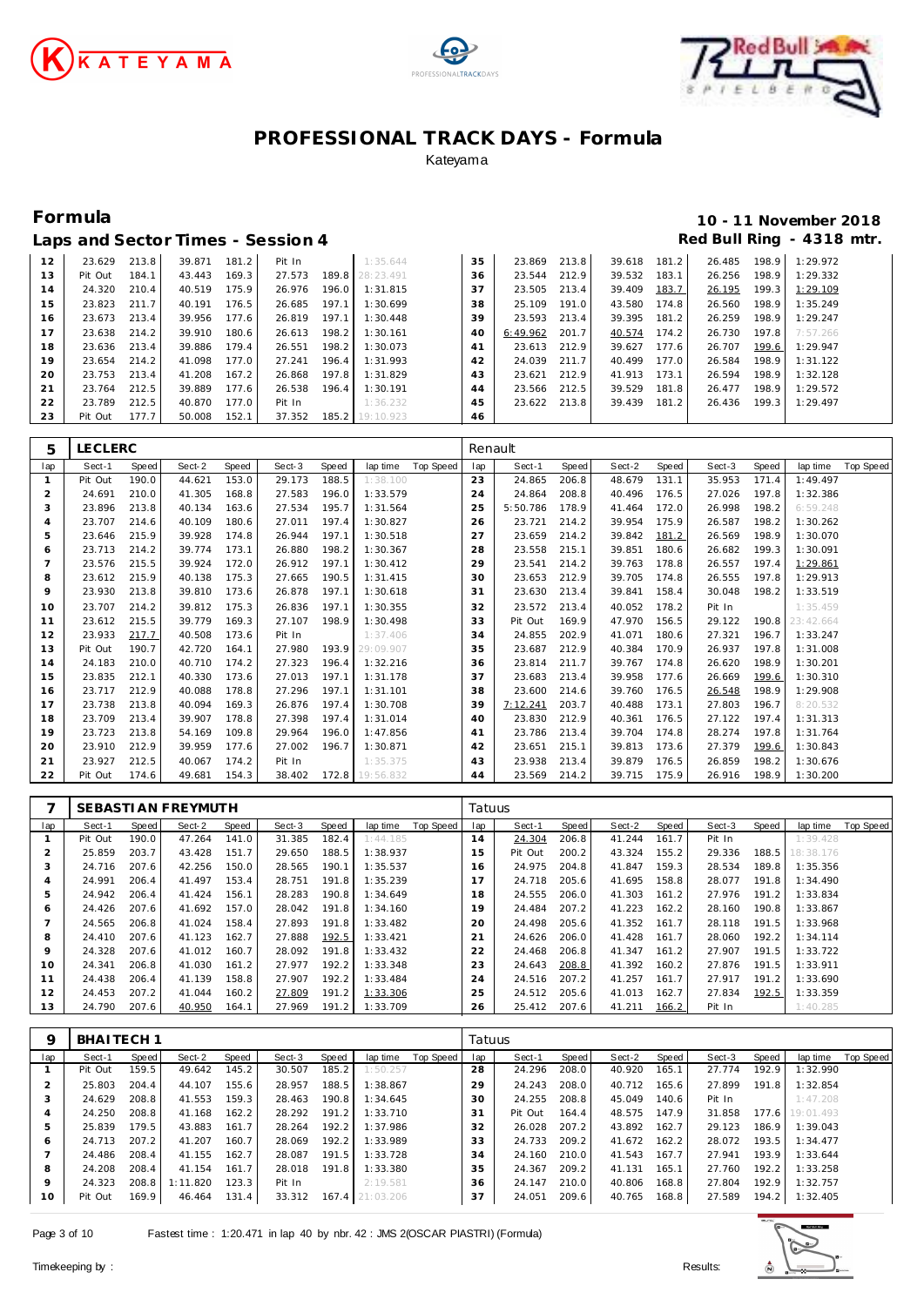# PROFESSIONAL TRACK DAYS - Formula

Kateyama

## Formula

**10 - 11 November 2018**

### Laps and Sector Times - Session 4

**Red Bull Ring - 4318 mtr.**

| lap | Sect-1 | Speed | Sect-2 | Speed | Sect-3 | Speed | lap time | Top Speed | lap | Sect-1 | Speed | Sect-2 | Speed | Sect-3 | Speed | lap time | Top Speed |
|---|---|---|---|---|---|---|---|---|---|---|---|---|---|---|---|---|---|
| 12 | 23.629 | 213.8 | 39.871 | 181.2 | Pit In | | 1:35.644 | | 35 | 23.869 | 213.8 | 39.618 | 181.2 | 26.485 | 198.9 | 1:29.972 | |
| 13 | Pit Out | 184.1 | 43.443 | 169.3 | 27.573 | 189.8 | 28:23.491 | | 36 | 23.544 | 212.9 | 39.532 | 183.1 | 26.256 | 198.9 | 1:29.332 | |
| 14 | 24.320 | 210.4 | 40.519 | 175.9 | 26.976 | 196.0 | 1:31.815 | | 37 | 23.505 | 213.4 | 39.409 | 183.7 | 26.195 | 199.3 | 1:29.109 | |
| 15 | 23.823 | 211.7 | 40.191 | 176.5 | 26.685 | 197.1 | 1:30.699 | | 38 | 25.109 | 191.0 | 43.580 | 174.8 | 26.560 | 198.9 | 1:35.249 | |
| 16 | 23.673 | 213.4 | 39.956 | 177.6 | 26.819 | 197.1 | 1:30.448 | | 39 | 23.593 | 213.4 | 39.395 | 181.2 | 26.259 | 198.9 | 1:29.247 | |
| 17 | 23.638 | 214.2 | 39.910 | 180.6 | 26.613 | 198.2 | 1:30.161 | | 40 | 6:49.962 | 201.7 | 40.574 | 174.2 | 26.730 | 197.8 | 7:57.266 | |
| 18 | 23.636 | 213.4 | 39.886 | 179.4 | 26.551 | 198.2 | 1:30.073 | | 41 | 23.613 | 212.9 | 39.627 | 177.6 | 26.707 | 199.6 | 1:29.947 | |
| 19 | 23.654 | 214.2 | 41.098 | 177.0 | 27.241 | 196.4 | 1:31.993 | | 42 | 24.039 | 211.7 | 40.499 | 177.0 | 26.584 | 198.9 | 1:31.122 | |
| 20 | 23.753 | 213.4 | 41.208 | 167.2 | 26.868 | 197.8 | 1:31.829 | | 43 | 23.621 | 212.9 | 41.913 | 173.1 | 26.594 | 198.9 | 1:32.128 | |
| 21 | 23.764 | 212.5 | 39.889 | 177.6 | 26.538 | 196.4 | 1:30.191 | | 44 | 23.566 | 212.5 | 39.529 | 181.8 | 26.477 | 198.9 | 1:29.572 | |
| 22 | 23.789 | 212.5 | 40.870 | 177.0 | Pit In | | 1:36.232 | | 45 | 23.622 | 213.8 | 39.439 | 181.2 | 26.436 | 199.3 | 1:29.497 | |
| 23 | Pit Out | 177.7 | 50.008 | 152.1 | 37.352 | 185.2 | 19:10.923 | | 46 | | | | | | | | |

**5 LECLERC** — Renault

| lap | Sect-1 | Speed | Sect-2 | Speed | Sect-3 | Speed | lap time | Top Speed | lap | Sect-1 | Speed | Sect-2 | Speed | Sect-3 | Speed | lap time | Top Speed |
|---|---|---|---|---|---|---|---|---|---|---|---|---|---|---|---|---|---|
| 1 | Pit Out | 190.0 | 44.621 | 153.0 | 29.173 | 188.5 | 1:38.100 | | 23 | 24.865 | 206.8 | 48.679 | 131.1 | 35.953 | 171.4 | 1:49.497 | |
| 2 | 24.691 | 210.0 | 41.305 | 168.8 | 27.583 | 196.0 | 1:33.579 | | 24 | 24.864 | 208.8 | 40.496 | 176.5 | 27.026 | 197.8 | 1:32.386 | |
| 3 | 23.896 | 213.8 | 40.134 | 163.6 | 27.534 | 195.7 | 1:31.564 | | 25 | 5:50.786 | 178.9 | 41.464 | 172.0 | 26.998 | 198.2 | 6:59.248 | |
| 4 | 23.707 | 214.6 | 40.109 | 180.6 | 27.011 | 197.4 | 1:30.827 | | 26 | 23.721 | 214.2 | 39.954 | 175.9 | 26.587 | 198.2 | 1:30.262 | |
| 5 | 23.646 | 215.9 | 39.928 | 174.8 | 26.944 | 197.1 | 1:30.518 | | 27 | 23.659 | 214.2 | 39.842 | 181.2 | 26.569 | 198.9 | 1:30.070 | |
| 6 | 23.713 | 214.2 | 39.774 | 173.1 | 26.880 | 198.2 | 1:30.367 | | 28 | 23.558 | 215.1 | 39.851 | 180.6 | 26.682 | 199.3 | 1:30.091 | |
| 7 | 23.576 | 215.5 | 39.924 | 172.0 | 26.912 | 197.1 | 1:30.412 | | 29 | 23.541 | 214.2 | 39.763 | 178.8 | 26.557 | 197.4 | 1:29.861 | |
| 8 | 23.612 | 215.9 | 40.138 | 175.3 | 27.665 | 190.5 | 1:31.415 | | 30 | 23.653 | 212.9 | 39.705 | 174.8 | 26.555 | 197.8 | 1:29.913 | |
| 9 | 23.930 | 213.8 | 39.810 | 173.6 | 26.878 | 197.1 | 1:30.618 | | 31 | 23.630 | 213.4 | 39.841 | 158.4 | 30.048 | 198.2 | 1:33.519 | |
| 10 | 23.707 | 214.2 | 39.812 | 175.3 | 26.836 | 197.1 | 1:30.355 | | 32 | 23.572 | 213.4 | 40.052 | 178.2 | Pit In | | 1:35.459 | |
| 11 | 23.612 | 215.5 | 39.779 | 169.3 | 27.107 | 198.9 | 1:30.498 | | 33 | Pit Out | 169.9 | 47.970 | 156.5 | 29.122 | 190.8 | 23:42.664 | |
| 12 | 23.933 | 217.7 | 40.508 | 173.6 | Pit In | | 1:37.406 | | 34 | 24.855 | 202.9 | 41.071 | 180.6 | 27.321 | 196.7 | 1:33.247 | |
| 13 | Pit Out | 190.7 | 42.720 | 164.1 | 27.980 | 193.9 | 29:09.907 | | 35 | 23.687 | 212.9 | 40.384 | 170.9 | 26.937 | 197.8 | 1:31.008 | |
| 14 | 24.183 | 210.0 | 40.710 | 174.2 | 27.323 | 196.4 | 1:32.216 | | 36 | 23.814 | 211.7 | 39.767 | 174.8 | 26.620 | 198.9 | 1:30.201 | |
| 15 | 23.835 | 212.1 | 40.330 | 173.6 | 27.013 | 197.1 | 1:31.178 | | 37 | 23.683 | 213.4 | 39.958 | 177.6 | 26.669 | 199.6 | 1:30.310 | |
| 16 | 23.717 | 212.9 | 40.088 | 178.8 | 27.296 | 197.1 | 1:31.101 | | 38 | 23.600 | 214.6 | 39.760 | 176.5 | 26.548 | 198.9 | 1:29.908 | |
| 17 | 23.738 | 213.8 | 40.094 | 169.3 | 26.876 | 197.4 | 1:30.708 | | 39 | 7:12.241 | 203.7 | 40.488 | 173.1 | 27.803 | 196.7 | 8:20.532 | |
| 18 | 23.709 | 213.4 | 39.907 | 178.8 | 27.398 | 197.4 | 1:31.014 | | 40 | 23.830 | 212.9 | 40.361 | 176.5 | 27.122 | 197.4 | 1:31.313 | |
| 19 | 23.723 | 213.8 | 54.169 | 109.8 | 29.964 | 196.0 | 1:47.856 | | 41 | 23.786 | 213.4 | 39.704 | 174.8 | 28.274 | 197.8 | 1:31.764 | |
| 20 | 23.910 | 212.9 | 39.959 | 177.6 | 27.002 | 196.7 | 1:30.871 | | 42 | 23.651 | 215.1 | 39.813 | 173.6 | 27.379 | 199.6 | 1:30.843 | |
| 21 | 23.927 | 212.5 | 40.067 | 174.2 | Pit In | | 1:35.375 | | 43 | 23.938 | 213.4 | 39.879 | 176.5 | 26.859 | 198.2 | 1:30.676 | |
| 22 | Pit Out | 174.6 | 49.681 | 154.3 | 38.402 | 172.8 | 19:56.832 | | 44 | 23.569 | 214.2 | 39.715 | 175.9 | 26.916 | 198.9 | 1:30.200 | |

**7 SEBASTIAN FREYMUTH** — Tatuus

| lap | Sect-1 | Speed | Sect-2 | Speed | Sect-3 | Speed | lap time | Top Speed | lap | Sect-1 | Speed | Sect-2 | Speed | Sect-3 | Speed | lap time | Top Speed |
|---|---|---|---|---|---|---|---|---|---|---|---|---|---|---|---|---|---|
| 1 | Pit Out | 190.0 | 47.264 | 141.0 | 31.385 | 182.4 | 1:44.185 | | 14 | 24.304 | 206.8 | 41.244 | 161.7 | Pit In | | 1:39.428 | |
| 2 | 25.859 | 203.7 | 43.428 | 151.7 | 29.650 | 188.5 | 1:38.937 | | 15 | Pit Out | 200.2 | 43.324 | 155.2 | 29.336 | 188.5 | 18:38.176 | |
| 3 | 24.716 | 207.6 | 42.256 | 150.0 | 28.565 | 190.1 | 1:35.537 | | 16 | 24.975 | 204.8 | 41.847 | 159.3 | 28.534 | 189.8 | 1:35.356 | |
| 4 | 24.991 | 206.4 | 41.497 | 153.4 | 28.751 | 191.8 | 1:35.239 | | 17 | 24.718 | 205.6 | 41.695 | 158.8 | 28.077 | 191.8 | 1:34.490 | |
| 5 | 24.942 | 206.4 | 41.424 | 156.1 | 28.283 | 190.8 | 1:34.649 | | 18 | 24.555 | 206.0 | 41.303 | 161.2 | 27.976 | 191.2 | 1:33.834 | |
| 6 | 24.426 | 207.6 | 41.692 | 157.0 | 28.042 | 191.8 | 1:34.160 | | 19 | 24.484 | 207.2 | 41.223 | 162.2 | 28.160 | 190.8 | 1:33.867 | |
| 7 | 24.565 | 206.8 | 41.024 | 158.4 | 27.893 | 191.8 | 1:33.482 | | 20 | 24.498 | 205.6 | 41.352 | 161.7 | 28.118 | 191.5 | 1:33.968 | |
| 8 | 24.410 | 207.6 | 41.123 | 162.7 | 27.888 | 192.5 | 1:33.421 | | 21 | 24.626 | 206.0 | 41.428 | 161.7 | 28.060 | 192.2 | 1:34.114 | |
| 9 | 24.328 | 207.6 | 41.012 | 160.7 | 28.092 | 191.8 | 1:33.432 | | 22 | 24.468 | 206.8 | 41.347 | 161.2 | 27.907 | 191.5 | 1:33.722 | |
| 10 | 24.341 | 206.8 | 41.030 | 161.2 | 27.977 | 192.2 | 1:33.348 | | 23 | 24.643 | 208.8 | 41.392 | 160.2 | 27.876 | 191.5 | 1:33.911 | |
| 11 | 24.438 | 206.4 | 41.139 | 158.8 | 27.907 | 192.2 | 1:33.484 | | 24 | 24.516 | 207.2 | 41.257 | 161.7 | 27.917 | 191.2 | 1:33.690 | |
| 12 | 24.453 | 207.2 | 41.044 | 160.2 | 27.809 | 191.2 | 1:33.306 | | 25 | 24.512 | 205.6 | 41.013 | 162.7 | 27.834 | 192.5 | 1:33.359 | |
| 13 | 24.790 | 207.6 | 40.950 | 164.1 | 27.969 | 191.2 | 1:33.709 | | 26 | 25.412 | 207.6 | 41.211 | 166.2 | Pit In | | 1:40.285 | |

**9 BHAITECH 1** — Tatuus

| lap | Sect-1 | Speed | Sect-2 | Speed | Sect-3 | Speed | lap time | Top Speed | lap | Sect-1 | Speed | Sect-2 | Speed | Sect-3 | Speed | lap time | Top Speed |
|---|---|---|---|---|---|---|---|---|---|---|---|---|---|---|---|---|---|
| 1 | Pit Out | 159.5 | 49.642 | 145.2 | 30.507 | 185.2 | 1:50.257 | | 28 | 24.296 | 208.0 | 40.920 | 165.1 | 27.774 | 192.9 | 1:32.990 | |
| 2 | 25.803 | 204.4 | 44.107 | 155.6 | 28.957 | 188.5 | 1:38.867 | | 29 | 24.243 | 208.0 | 40.712 | 165.6 | 27.899 | 191.8 | 1:32.854 | |
| 3 | 24.629 | 208.8 | 41.553 | 159.3 | 28.463 | 190.8 | 1:34.645 | | 30 | 24.255 | 208.8 | 45.049 | 140.6 | Pit In | | 1:47.208 | |
| 4 | 24.250 | 208.8 | 41.168 | 162.2 | 28.292 | 191.2 | 1:33.710 | | 31 | Pit Out | 164.4 | 48.575 | 147.9 | 31.858 | 177.6 | 19:01.493 | |
| 5 | 25.839 | 179.5 | 43.883 | 161.7 | 28.264 | 192.2 | 1:37.986 | | 32 | 26.028 | 207.2 | 43.892 | 162.7 | 29.123 | 186.9 | 1:39.043 | |
| 6 | 24.713 | 207.2 | 41.207 | 160.7 | 28.069 | 192.2 | 1:33.989 | | 33 | 24.733 | 209.2 | 41.672 | 162.2 | 28.072 | 193.5 | 1:34.477 | |
| 7 | 24.486 | 208.4 | 41.155 | 162.7 | 28.087 | 191.5 | 1:33.728 | | 34 | 24.160 | 210.0 | 41.543 | 167.7 | 27.941 | 193.9 | 1:33.644 | |
| 8 | 24.208 | 208.4 | 41.154 | 161.7 | 28.018 | 191.8 | 1:33.380 | | 35 | 24.367 | 209.2 | 41.131 | 165.1 | 27.760 | 192.2 | 1:33.258 | |
| 9 | 24.323 | 208.8 | 1:11.820 | 123.3 | Pit In | | 2:19.581 | | 36 | 24.147 | 210.0 | 40.806 | 168.8 | 27.804 | 192.9 | 1:32.757 | |
| 10 | Pit Out | 169.9 | 46.464 | 131.4 | 33.312 | 167.4 | 21:03.206 | | 37 | 24.051 | 209.6 | 40.765 | 168.8 | 27.589 | 194.2 | 1:32.405 | |

Fastest time : 1:20.471 in lap 40 by nbr. 42 : JMS 2(OSCAR PIASTRI) (Formula)

Timekeeping by : Results: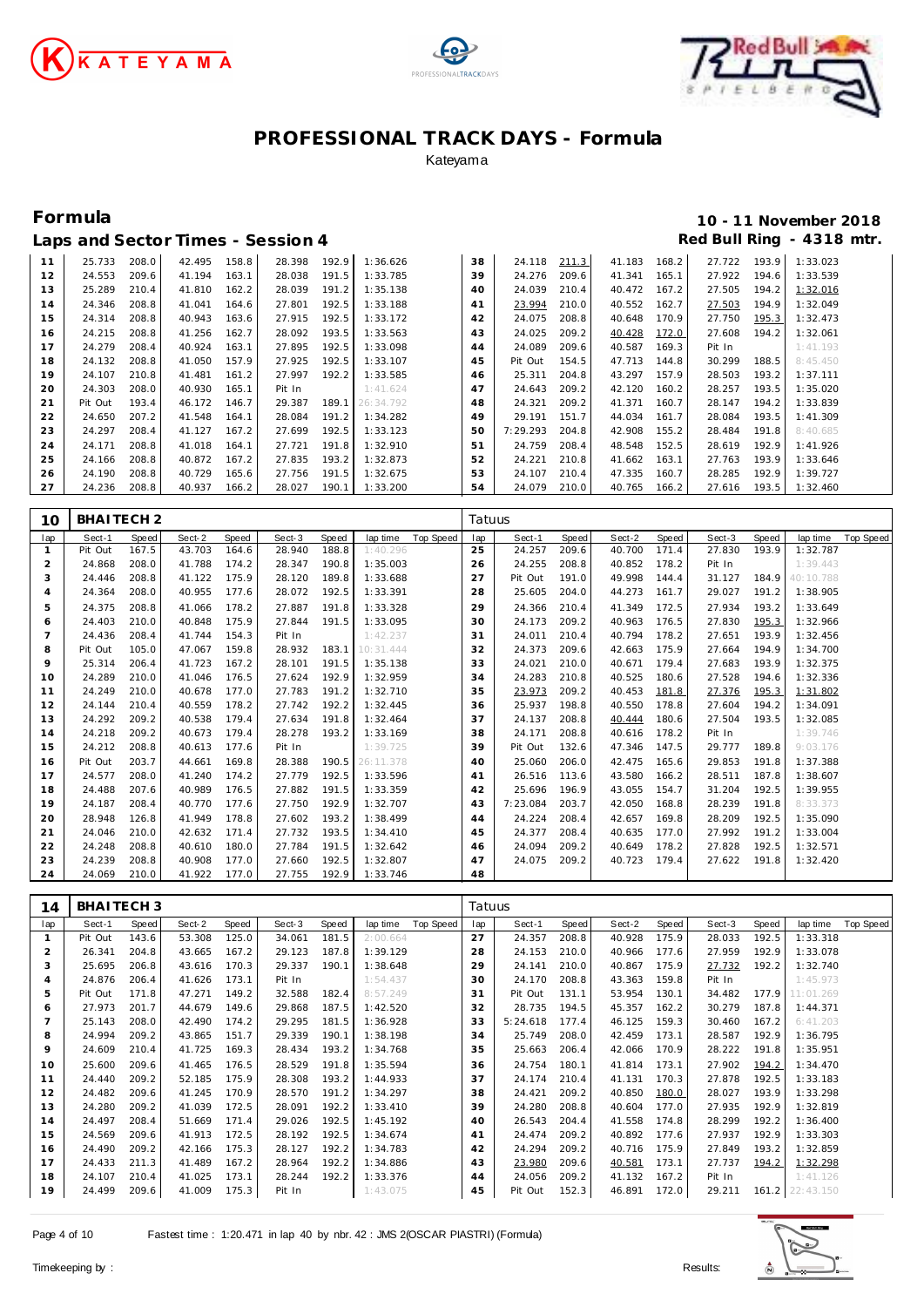# PROFESSIONAL TRACK DAYS - Formula

Kateyama

## Formula

**10 - 11 November 2018**

### Laps and Sector Times - Session 4

**Red Bull Ring - 4318 mtr.**

| lap | Sect-1 | Speed | Sect-2 | Speed | Sect-3 | Speed | lap time | Top Speed | lap | Sect-1 | Speed | Sect-2 | Speed | Sect-3 | Speed | lap time | Top Speed |
|---|---|---|---|---|---|---|---|---|---|---|---|---|---|---|---|---|---|
| 11 | 25.733 | 208.0 | 42.495 | 158.8 | 28.398 | 192.9 | 1:36.626 | | 38 | 24.118 | 211.3 | 41.183 | 168.2 | 27.722 | 193.9 | 1:33.023 | |
| 12 | 24.553 | 209.6 | 41.194 | 163.1 | 28.038 | 191.5 | 1:33.785 | | 39 | 24.276 | 209.6 | 41.341 | 165.1 | 27.922 | 194.6 | 1:33.539 | |
| 13 | 25.289 | 210.4 | 41.810 | 162.2 | 28.039 | 191.2 | 1:35.138 | | 40 | 24.039 | 210.4 | 40.472 | 167.2 | 27.505 | 194.2 | 1:32.016 | |
| 14 | 24.346 | 208.8 | 41.041 | 164.6 | 27.801 | 192.5 | 1:33.188 | | 41 | 23.994 | 210.0 | 40.552 | 162.7 | 27.503 | 194.9 | 1:32.049 | |
| 15 | 24.314 | 208.8 | 40.943 | 163.6 | 27.915 | 192.5 | 1:33.172 | | 42 | 24.075 | 208.8 | 40.648 | 170.9 | 27.750 | 195.3 | 1:32.473 | |
| 16 | 24.215 | 208.8 | 41.256 | 162.7 | 28.092 | 193.5 | 1:33.563 | | 43 | 24.025 | 209.2 | 40.428 | 172.0 | 27.608 | 194.2 | 1:32.061 | |
| 17 | 24.279 | 208.4 | 40.924 | 163.1 | 27.895 | 192.5 | 1:33.098 | | 44 | 24.089 | 209.6 | 40.587 | 169.3 | Pit In | | 1:41.193 | |
| 18 | 24.132 | 208.8 | 41.050 | 157.9 | 27.925 | 192.5 | 1:33.107 | | 45 | Pit Out | 154.5 | 47.713 | 144.8 | 30.299 | 188.5 | 8:45.450 | |
| 19 | 24.107 | 210.8 | 41.481 | 161.2 | 27.997 | 192.2 | 1:33.585 | | 46 | 25.311 | 204.8 | 43.297 | 157.9 | 28.503 | 193.2 | 1:37.111 | |
| 20 | 24.303 | 208.0 | 40.930 | 165.1 | Pit In | | 1:41.624 | | 47 | 24.643 | 209.2 | 42.120 | 160.2 | 28.257 | 193.5 | 1:35.020 | |
| 21 | Pit Out | 193.4 | 46.172 | 146.7 | 29.387 | 189.1 | 26:34.792 | | 48 | 24.321 | 209.2 | 41.371 | 160.7 | 28.147 | 194.2 | 1:33.839 | |
| 22 | 24.650 | 207.2 | 41.548 | 164.1 | 28.084 | 191.2 | 1:34.282 | | 49 | 29.191 | 151.7 | 44.034 | 161.7 | 28.084 | 193.5 | 1:41.309 | |
| 23 | 24.297 | 208.4 | 41.127 | 167.2 | 27.699 | 192.5 | 1:33.123 | | 50 | 7:29.293 | 204.8 | 42.908 | 155.2 | 28.484 | 191.8 | 8:40.685 | |
| 24 | 24.171 | 208.8 | 41.018 | 164.1 | 27.721 | 191.8 | 1:32.910 | | 51 | 24.759 | 208.4 | 48.548 | 152.5 | 28.619 | 192.9 | 1:41.926 | |
| 25 | 24.166 | 208.8 | 40.872 | 167.2 | 27.835 | 193.2 | 1:32.873 | | 52 | 24.221 | 210.8 | 41.662 | 163.1 | 27.763 | 193.9 | 1:33.646 | |
| 26 | 24.190 | 208.8 | 40.729 | 165.6 | 27.756 | 191.5 | 1:32.675 | | 53 | 24.107 | 210.4 | 47.335 | 160.7 | 28.285 | 192.9 | 1:39.727 | |
| 27 | 24.236 | 208.8 | 40.937 | 166.2 | 28.027 | 190.1 | 1:33.200 | | 54 | 24.079 | 210.0 | 40.765 | 166.2 | 27.616 | 193.5 | 1:32.460 | |

**10 BHAITECH 2** — Tatuus

| lap | Sect-1 | Speed | Sect-2 | Speed | Sect-3 | Speed | lap time | Top Speed | lap | Sect-1 | Speed | Sect-2 | Speed | Sect-3 | Speed | lap time | Top Speed |
|---|---|---|---|---|---|---|---|---|---|---|---|---|---|---|---|---|---|
| 1 | Pit Out | 167.5 | 43.703 | 164.6 | 28.940 | 188.8 | 1:40.296 | | 25 | 24.257 | 209.6 | 40.700 | 171.4 | 27.830 | 193.9 | 1:32.787 | |
| 2 | 24.868 | 208.0 | 41.788 | 174.2 | 28.347 | 190.8 | 1:35.003 | | 26 | 24.255 | 208.8 | 40.852 | 178.2 | Pit In | | 1:39.443 | |
| 3 | 24.446 | 208.8 | 41.122 | 175.9 | 28.120 | 189.8 | 1:33.688 | | 27 | Pit Out | 191.0 | 49.998 | 144.4 | 31.127 | 184.9 | 40:10.788 | |
| 4 | 24.364 | 208.0 | 40.955 | 177.6 | 28.072 | 192.5 | 1:33.391 | | 28 | 25.605 | 204.0 | 44.273 | 161.7 | 29.027 | 191.2 | 1:38.905 | |
| 5 | 24.375 | 208.8 | 41.066 | 178.2 | 27.887 | 191.8 | 1:33.328 | | 29 | 24.366 | 210.4 | 41.349 | 172.5 | 27.934 | 193.2 | 1:33.649 | |
| 6 | 24.403 | 210.0 | 40.848 | 175.9 | 27.844 | 191.5 | 1:33.095 | | 30 | 24.173 | 209.2 | 40.963 | 176.5 | 27.830 | 195.3 | 1:32.966 | |
| 7 | 24.436 | 208.4 | 41.744 | 154.3 | Pit In | | 1:42.237 | | 31 | 24.011 | 210.4 | 40.794 | 178.2 | 27.651 | 193.9 | 1:32.456 | |
| 8 | Pit Out | 105.0 | 47.067 | 159.8 | 28.932 | 183.1 | 10:31.444 | | 32 | 24.373 | 209.6 | 42.663 | 175.9 | 27.664 | 194.9 | 1:34.700 | |
| 9 | 25.314 | 206.4 | 41.723 | 167.2 | 28.101 | 191.5 | 1:35.138 | | 33 | 24.021 | 210.0 | 40.671 | 179.4 | 27.683 | 193.9 | 1:32.375 | |
| 10 | 24.289 | 210.0 | 41.046 | 176.5 | 27.624 | 192.9 | 1:32.959 | | 34 | 24.283 | 210.8 | 40.525 | 180.6 | 27.528 | 194.6 | 1:32.336 | |
| 11 | 24.249 | 210.0 | 40.678 | 177.0 | 27.783 | 191.2 | 1:32.710 | | 35 | 23.973 | 209.2 | 40.453 | 181.8 | 27.376 | 195.3 | 1:31.802 | |
| 12 | 24.144 | 210.4 | 40.559 | 178.2 | 27.742 | 192.2 | 1:32.445 | | 36 | 25.937 | 198.8 | 40.550 | 178.8 | 27.604 | 194.2 | 1:34.091 | |
| 13 | 24.292 | 209.2 | 40.538 | 179.4 | 27.634 | 191.8 | 1:32.464 | | 37 | 24.137 | 208.8 | 40.444 | 180.6 | 27.504 | 193.5 | 1:32.085 | |
| 14 | 24.218 | 209.2 | 40.673 | 179.4 | 28.278 | 193.2 | 1:33.169 | | 38 | 24.171 | 208.8 | 40.616 | 178.2 | Pit In | | 1:39.746 | |
| 15 | 24.212 | 208.8 | 40.613 | 177.6 | Pit In | | 1:39.725 | | 39 | Pit Out | 132.6 | 47.346 | 147.5 | 29.777 | 189.8 | 9:03.176 | |
| 16 | Pit Out | 203.7 | 44.661 | 169.8 | 28.388 | 190.5 | 26:11.378 | | 40 | 25.060 | 206.0 | 42.475 | 165.6 | 29.853 | 191.8 | 1:37.388 | |
| 17 | 24.577 | 208.0 | 41.240 | 174.2 | 27.779 | 192.5 | 1:33.596 | | 41 | 26.516 | 113.6 | 43.580 | 166.2 | 28.511 | 187.8 | 1:38.607 | |
| 18 | 24.488 | 207.6 | 40.989 | 176.5 | 27.882 | 191.5 | 1:33.359 | | 42 | 25.696 | 196.9 | 43.055 | 154.7 | 31.204 | 192.5 | 1:39.955 | |
| 19 | 24.187 | 208.4 | 40.770 | 177.6 | 27.750 | 192.9 | 1:32.707 | | 43 | 7:23.084 | 203.7 | 42.050 | 168.8 | 28.239 | 191.8 | 8:33.373 | |
| 20 | 28.948 | 126.8 | 41.949 | 178.8 | 27.602 | 193.2 | 1:38.499 | | 44 | 24.224 | 208.4 | 42.657 | 169.8 | 28.209 | 192.5 | 1:35.090 | |
| 21 | 24.046 | 210.0 | 42.632 | 171.4 | 27.732 | 193.5 | 1:34.410 | | 45 | 24.377 | 208.4 | 40.635 | 177.0 | 27.992 | 191.2 | 1:33.004 | |
| 22 | 24.248 | 208.8 | 40.610 | 180.0 | 27.784 | 191.5 | 1:32.642 | | 46 | 24.094 | 209.2 | 40.649 | 178.2 | 27.828 | 192.5 | 1:32.571 | |
| 23 | 24.239 | 208.8 | 40.908 | 177.0 | 27.660 | 192.5 | 1:32.807 | | 47 | 24.075 | 209.2 | 40.723 | 179.4 | 27.622 | 191.8 | 1:32.420 | |
| 24 | 24.069 | 210.0 | 41.922 | 177.0 | 27.755 | 192.9 | 1:33.746 | | 48 | | | | | | | | |

**14 BHAITECH 3** — Tatuus

| lap | Sect-1 | Speed | Sect-2 | Speed | Sect-3 | Speed | lap time | Top Speed | lap | Sect-1 | Speed | Sect-2 | Speed | Sect-3 | Speed | lap time | Top Speed |
|---|---|---|---|---|---|---|---|---|---|---|---|---|---|---|---|---|---|
| 1 | Pit Out | 143.6 | 53.308 | 125.0 | 34.061 | 181.5 | 2:00.664 | | 27 | 24.357 | 208.8 | 40.928 | 175.9 | 28.033 | 192.5 | 1:33.318 | |
| 2 | 26.341 | 204.8 | 43.665 | 167.2 | 29.123 | 187.8 | 1:39.129 | | 28 | 24.153 | 210.0 | 40.966 | 177.6 | 27.959 | 192.9 | 1:33.078 | |
| 3 | 25.695 | 206.8 | 43.616 | 170.3 | 29.337 | 190.1 | 1:38.648 | | 29 | 24.141 | 210.0 | 40.867 | 175.9 | 27.732 | 192.2 | 1:32.740 | |
| 4 | 24.876 | 206.4 | 41.626 | 173.1 | Pit In | | 1:54.437 | | 30 | 24.170 | 208.8 | 43.363 | 159.8 | Pit In | | 1:45.973 | |
| 5 | Pit Out | 171.8 | 47.271 | 149.2 | 32.588 | 182.4 | 8:57.249 | | 31 | Pit Out | 131.1 | 53.954 | 130.1 | 34.482 | 177.9 | 11:01.269 | |
| 6 | 27.973 | 201.7 | 44.679 | 149.6 | 29.868 | 187.5 | 1:42.520 | | 32 | 28.735 | 194.5 | 45.357 | 162.2 | 30.279 | 187.8 | 1:44.371 | |
| 7 | 25.143 | 208.0 | 42.490 | 174.2 | 29.295 | 181.5 | 1:36.928 | | 33 | 5:24.618 | 177.4 | 46.125 | 159.3 | 30.460 | 167.2 | 6:41.203 | |
| 8 | 24.994 | 209.2 | 43.865 | 151.7 | 29.339 | 190.1 | 1:38.198 | | 34 | 25.749 | 208.0 | 42.459 | 173.1 | 28.587 | 192.9 | 1:36.795 | |
| 9 | 24.609 | 210.4 | 41.725 | 169.3 | 28.434 | 193.2 | 1:34.768 | | 35 | 25.663 | 206.4 | 42.066 | 170.9 | 28.222 | 191.8 | 1:35.951 | |
| 10 | 25.600 | 209.6 | 41.465 | 176.5 | 28.529 | 191.8 | 1:35.594 | | 36 | 24.754 | 180.1 | 41.814 | 173.1 | 27.902 | 194.2 | 1:34.470 | |
| 11 | 24.440 | 209.2 | 52.185 | 175.9 | 28.308 | 193.2 | 1:44.933 | | 37 | 24.174 | 210.4 | 41.131 | 170.3 | 27.878 | 192.5 | 1:33.183 | |
| 12 | 24.482 | 209.6 | 41.245 | 170.9 | 28.570 | 191.2 | 1:34.297 | | 38 | 24.421 | 209.2 | 40.850 | 180.0 | 28.027 | 193.9 | 1:33.298 | |
| 13 | 24.280 | 209.2 | 41.039 | 172.5 | 28.091 | 192.2 | 1:33.410 | | 39 | 24.280 | 208.8 | 40.604 | 177.0 | 27.935 | 192.9 | 1:32.819 | |
| 14 | 24.497 | 208.4 | 51.669 | 171.4 | 29.026 | 192.5 | 1:45.192 | | 40 | 26.543 | 204.4 | 41.558 | 174.8 | 28.299 | 192.2 | 1:36.400 | |
| 15 | 24.569 | 209.6 | 41.913 | 172.5 | 28.192 | 192.5 | 1:34.674 | | 41 | 24.474 | 209.2 | 40.892 | 177.6 | 27.937 | 192.9 | 1:33.303 | |
| 16 | 24.490 | 209.2 | 42.166 | 175.3 | 28.127 | 192.2 | 1:34.783 | | 42 | 24.294 | 209.2 | 40.716 | 175.9 | 27.849 | 193.2 | 1:32.859 | |
| 17 | 24.433 | 211.3 | 41.489 | 167.2 | 28.964 | 192.2 | 1:34.886 | | 43 | 23.980 | 209.6 | 40.581 | 173.1 | 27.737 | 194.2 | 1:32.298 | |
| 18 | 24.107 | 210.4 | 41.025 | 173.1 | 28.244 | 192.2 | 1:33.376 | | 44 | 24.056 | 209.2 | 41.132 | 167.2 | Pit In | | 1:41.126 | |
| 19 | 24.499 | 209.6 | 41.009 | 175.3 | Pit In | | 1:43.075 | | 45 | Pit Out | 152.3 | 46.891 | 172.0 | 29.211 | 161.2 | 22:43.150 | |

Fastest time : 1:20.471 in lap 40 by nbr. 42 : JMS 2(OSCAR PIASTRI) (Formula)

Timekeeping by : Results: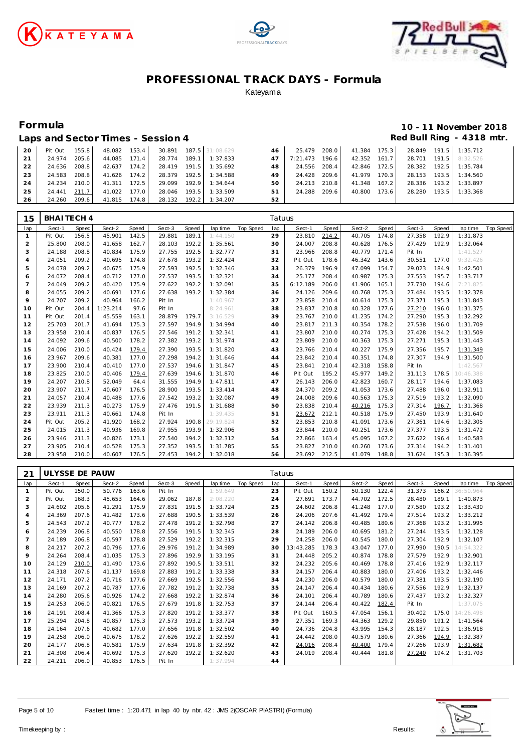# PROFESSIONAL TRACK DAYS - Formula

Kateyama

## Formula

**10 - 11 November 2018**

### Laps and Sector Times - Session 4

**Red Bull Ring - 4318 mtr.**

| lap | Sect-1 | Speed | Sect-2 | Speed | Sect-3 | Speed | lap time | Top Speed | lap | Sect-1 | Speed | Sect-2 | Speed | Sect-3 | Speed | lap time | Top Speed |
|---|---|---|---|---|---|---|---|---|---|---|---|---|---|---|---|---|---|
| 20 | Pit Out | 155.8 | 48.082 | 153.4 | 30.891 | 187.5 | 31:08.629 | | 46 | 25.479 | 208.0 | 41.384 | 175.3 | 28.849 | 191.5 | 1:35.712 | |
| 21 | 24.974 | 205.6 | 44.085 | 171.4 | 28.774 | 189.1 | 1:37.833 | | 47 | 7:21.473 | 196.6 | 42.352 | 161.7 | 28.701 | 191.5 | 8:32.526 | |
| 22 | 24.636 | 208.8 | 42.637 | 174.2 | 28.419 | 191.5 | 1:35.692 | | 48 | 24.556 | 208.4 | 42.846 | 172.5 | 28.382 | 192.5 | 1:35.784 | |
| 23 | 24.583 | 208.8 | 41.626 | 174.2 | 28.379 | 192.5 | 1:34.588 | | 49 | 24.428 | 209.6 | 41.979 | 170.3 | 28.153 | 193.5 | 1:34.560 | |
| 24 | 24.234 | 210.0 | 41.311 | 172.5 | 29.099 | 192.9 | 1:34.644 | | 50 | 24.213 | 210.8 | 41.348 | 167.2 | 28.336 | 193.2 | 1:33.897 | |
| 25 | 24.441 | 211.7 | 41.022 | 177.0 | 28.046 | 193.5 | 1:33.509 | | 51 | 24.288 | 209.6 | 40.800 | 173.6 | 28.280 | 193.5 | 1:33.368 | |
| 26 | 24.260 | 209.6 | 41.815 | 174.8 | 28.132 | 192.2 | 1:34.207 | | 52 | | | | | | | | |

**15 BHAITECH 4** — Tatuus

| lap | Sect-1 | Speed | Sect-2 | Speed | Sect-3 | Speed | lap time | Top Speed | lap | Sect-1 | Speed | Sect-2 | Speed | Sect-3 | Speed | lap time | Top Speed |
|---|---|---|---|---|---|---|---|---|---|---|---|---|---|---|---|---|---|
| 1 | Pit Out | 156.5 | 45.901 | 142.5 | 29.881 | 189.1 | 1:44.150 | | 29 | 23.810 | 214.2 | 40.705 | 174.8 | 27.358 | 192.9 | 1:31.873 | |
| 2 | 25.800 | 208.0 | 41.658 | 162.7 | 28.103 | 192.2 | 1:35.561 | | 30 | 24.007 | 208.8 | 40.628 | 176.5 | 27.429 | 192.9 | 1:32.064 | |
| 3 | 24.188 | 208.8 | 40.834 | 175.9 | 27.755 | 192.5 | 1:32.777 | | 31 | 23.966 | 208.8 | 40.779 | 171.4 | Pit In | | 1:41.527 | |
| 4 | 24.051 | 209.2 | 40.695 | 174.8 | 27.678 | 193.2 | 1:32.424 | | 32 | Pit Out | 178.6 | 46.342 | 143.6 | 30.551 | 177.0 | 9:32.426 | |
| 5 | 24.078 | 209.2 | 40.675 | 175.9 | 27.593 | 192.5 | 1:32.346 | | 33 | 26.379 | 196.9 | 47.099 | 154.7 | 29.023 | 184.9 | 1:42.501 | |
| 6 | 24.072 | 208.4 | 40.712 | 177.0 | 27.537 | 193.5 | 1:32.321 | | 34 | 25.177 | 208.4 | 40.987 | 175.3 | 27.553 | 195.7 | 1:33.717 | |
| 7 | 24.049 | 209.2 | 40.420 | 175.9 | 27.622 | 192.2 | 1:32.091 | | 35 | 6:12.189 | 206.0 | 41.906 | 165.1 | 27.730 | 194.6 | 7:21.825 | |
| 8 | 24.055 | 209.2 | 40.691 | 177.6 | 27.638 | 193.2 | 1:32.384 | | 36 | 24.126 | 209.6 | 40.768 | 175.3 | 27.484 | 193.5 | 1:32.378 | |
| 9 | 24.707 | 209.2 | 40.964 | 166.2 | Pit In | | 1:40.967 | | 37 | 23.858 | 210.4 | 40.614 | 175.3 | 27.371 | 195.3 | 1:31.843 | |
| 10 | Pit Out | 204.4 | 1:23.214 | 97.6 | Pit In | | 8:24.961 | | 38 | 23.837 | 210.8 | 40.328 | 177.6 | 27.210 | 196.0 | 1:31.375 | |
| 11 | Pit Out | 201.4 | 45.559 | 163.1 | 28.879 | 179.7 | 3:16.529 | | 39 | 23.767 | 210.0 | 41.235 | 174.2 | 27.290 | 195.3 | 1:32.292 | |
| 12 | 25.703 | 201.7 | 41.694 | 175.3 | 27.597 | 194.9 | 1:34.994 | | 40 | 23.817 | 211.3 | 40.354 | 178.2 | 27.538 | 196.0 | 1:31.709 | |
| 13 | 23.958 | 210.4 | 40.837 | 176.5 | 27.546 | 191.2 | 1:32.341 | | 41 | 23.807 | 210.0 | 40.274 | 175.3 | 27.428 | 194.2 | 1:31.509 | |
| 14 | 24.092 | 209.6 | 40.500 | 178.2 | 27.382 | 193.2 | 1:31.974 | | 42 | 23.809 | 210.0 | 40.363 | 175.3 | 27.271 | 195.3 | 1:31.443 | |
| 15 | 24.006 | 210.0 | 40.424 | 179.4 | 27.390 | 193.5 | 1:31.820 | | 43 | 23.766 | 210.4 | 40.227 | 175.9 | 27.356 | 195.7 | 1:31.349 | |
| 16 | 23.967 | 209.6 | 40.381 | 177.0 | 27.298 | 194.2 | 1:31.646 | | 44 | 23.842 | 210.4 | 40.351 | 174.8 | 27.307 | 194.9 | 1:31.500 | |
| 17 | 23.900 | 210.4 | 40.410 | 177.0 | 27.537 | 194.6 | 1:31.847 | | 45 | 23.841 | 210.4 | 42.318 | 158.8 | Pit In | | 1:42.567 | |
| 18 | 23.825 | 210.0 | 40.406 | 179.4 | 27.639 | 194.6 | 1:31.870 | | 46 | Pit Out | 195.2 | 45.977 | 149.2 | 31.113 | 178.5 | 10:46.388 | |
| 19 | 24.207 | 210.8 | 52.049 | 64.4 | 31.555 | 194.9 | 1:47.811 | | 47 | 26.143 | 206.0 | 42.823 | 160.7 | 28.117 | 194.6 | 1:37.083 | |
| 20 | 23.907 | 211.7 | 40.607 | 176.5 | 28.900 | 193.5 | 1:33.414 | | 48 | 24.370 | 209.2 | 41.053 | 173.6 | 27.488 | 196.0 | 1:32.911 | |
| 21 | 24.057 | 210.4 | 40.488 | 177.6 | 27.542 | 193.2 | 1:32.087 | | 49 | 24.008 | 209.6 | 40.563 | 175.3 | 27.519 | 193.2 | 1:32.090 | |
| 22 | 23.939 | 211.3 | 40.273 | 175.9 | 27.476 | 191.5 | 1:31.688 | | 50 | 23.838 | 210.4 | 40.216 | 175.3 | 27.314 | 196.7 | 1:31.368 | |
| 23 | 23.911 | 211.3 | 40.661 | 174.8 | Pit In | | 1:39.435 | | 51 | 23.672 | 212.1 | 40.518 | 175.9 | 27.450 | 193.9 | 1:31.640 | |
| 24 | Pit Out | 205.2 | 41.920 | 168.2 | 27.924 | 190.8 | 29:19.824 | | 52 | 23.853 | 210.8 | 41.091 | 173.6 | 27.361 | 194.6 | 1:32.305 | |
| 25 | 24.015 | 211.3 | 40.936 | 169.8 | 27.955 | 193.9 | 1:32.906 | | 53 | 23.844 | 210.0 | 40.251 | 173.6 | 27.377 | 193.5 | 1:31.472 | |
| 26 | 23.946 | 211.3 | 40.826 | 173.1 | 27.540 | 194.2 | 1:32.312 | | 54 | 27.866 | 163.4 | 45.095 | 167.2 | 27.622 | 196.4 | 1:40.583 | |
| 27 | 23.905 | 210.4 | 40.528 | 175.3 | 27.352 | 193.5 | 1:31.785 | | 55 | 23.827 | 210.0 | 40.260 | 173.6 | 27.314 | 194.2 | 1:31.401 | |
| 28 | 23.958 | 210.0 | 40.607 | 176.5 | 27.453 | 194.2 | 1:32.018 | | 56 | 23.692 | 212.5 | 41.079 | 148.8 | 31.624 | 195.3 | 1:36.395 | |

**21 ULYSSE DE PAUW** — Tatuus

| lap | Sect-1 | Speed | Sect-2 | Speed | Sect-3 | Speed | lap time | Top Speed | lap | Sect-1 | Speed | Sect-2 | Speed | Sect-3 | Speed | lap time | Top Speed |
|---|---|---|---|---|---|---|---|---|---|---|---|---|---|---|---|---|---|
| 1 | Pit Out | 150.0 | 50.776 | 163.6 | Pit In | | 1:59.649 | | 23 | Pit Out | 150.2 | 50.130 | 122.4 | 31.373 | 166.2 | 36:50.964 | |
| 2 | Pit Out | 168.3 | 45.653 | 164.6 | 29.062 | 187.8 | 2:08.220 | | 24 | 27.691 | 173.7 | 44.702 | 172.5 | 28.480 | 189.1 | 1:40.873 | |
| 3 | 24.602 | 205.6 | 41.291 | 175.9 | 27.831 | 191.5 | 1:33.724 | | 25 | 24.602 | 206.8 | 41.248 | 177.0 | 27.580 | 193.2 | 1:33.430 | |
| 4 | 24.369 | 207.6 | 41.482 | 173.6 | 27.688 | 190.5 | 1:33.539 | | 26 | 24.206 | 207.6 | 41.492 | 179.4 | 27.514 | 193.2 | 1:33.212 | |
| 5 | 24.543 | 207.2 | 40.777 | 178.2 | 27.478 | 191.2 | 1:32.798 | | 27 | 24.142 | 206.8 | 40.485 | 180.6 | 27.368 | 193.2 | 1:31.995 | |
| 6 | 24.239 | 206.8 | 40.550 | 178.8 | 27.556 | 191.5 | 1:32.345 | | 28 | 24.189 | 206.0 | 40.695 | 181.2 | 27.244 | 193.5 | 1:32.128 | |
| 7 | 24.189 | 206.8 | 40.597 | 178.8 | 27.529 | 192.2 | 1:32.315 | | 29 | 24.258 | 206.0 | 40.545 | 180.0 | 27.304 | 192.9 | 1:32.107 | |
| 8 | 24.217 | 207.2 | 40.796 | 177.6 | 29.976 | 191.2 | 1:34.989 | | 30 | 13:43.285 | 178.3 | 43.047 | 177.0 | 27.990 | 190.5 | 14:54.322 | |
| 9 | 24.264 | 208.4 | 41.035 | 175.3 | 27.896 | 192.9 | 1:33.195 | | 31 | 24.448 | 205.2 | 40.874 | 178.8 | 27.579 | 192.9 | 1:32.901 | |
| 10 | 24.129 | 210.0 | 41.490 | 173.6 | 27.892 | 190.5 | 1:33.511 | | 32 | 24.232 | 205.6 | 40.469 | 178.8 | 27.416 | 192.9 | 1:32.117 | |
| 11 | 24.318 | 207.6 | 41.137 | 169.8 | 27.883 | 191.2 | 1:33.338 | | 33 | 24.157 | 206.4 | 40.883 | 180.0 | 27.406 | 193.2 | 1:32.446 | |
| 12 | 24.171 | 207.2 | 40.716 | 177.6 | 27.669 | 192.5 | 1:32.556 | | 34 | 24.230 | 206.0 | 40.579 | 180.0 | 27.381 | 193.5 | 1:32.190 | |
| 13 | 24.169 | 207.2 | 40.787 | 177.6 | 27.782 | 191.2 | 1:32.738 | | 35 | 24.147 | 206.4 | 40.434 | 180.6 | 27.556 | 192.9 | 1:32.137 | |
| 14 | 24.280 | 205.6 | 40.926 | 174.2 | 27.668 | 192.2 | 1:32.874 | | 36 | 24.101 | 206.4 | 40.789 | 180.6 | 27.437 | 193.2 | 1:32.327 | |
| 15 | 24.253 | 206.0 | 40.821 | 176.5 | 27.679 | 191.8 | 1:32.753 | | 37 | 24.144 | 206.4 | 40.422 | 182.4 | Pit In | | 1:37.075 | |
| 16 | 24.191 | 208.4 | 41.366 | 175.3 | 27.820 | 191.2 | 1:33.377 | | 38 | Pit Out | 160.5 | 47.054 | 156.1 | 30.402 | 175.0 | 14:26.498 | |
| 17 | 25.294 | 204.8 | 40.857 | 175.3 | 27.573 | 193.2 | 1:33.724 | | 39 | 27.351 | 169.3 | 44.363 | 129.2 | 29.850 | 191.2 | 1:41.564 | |
| 18 | 24.164 | 207.6 | 40.682 | 177.0 | 27.656 | 191.8 | 1:32.502 | | 40 | 24.736 | 204.8 | 43.995 | 154.3 | 28.187 | 192.5 | 1:36.918 | |
| 19 | 24.258 | 206.0 | 40.675 | 178.2 | 27.626 | 192.2 | 1:32.559 | | 41 | 24.442 | 208.0 | 40.579 | 180.6 | 27.366 | 194.9 | 1:32.387 | |
| 20 | 24.177 | 206.8 | 40.581 | 175.9 | 27.634 | 191.8 | 1:32.392 | | 42 | 24.016 | 208.4 | 40.400 | 179.4 | 27.266 | 193.9 | 1:31.682 | |
| 21 | 24.308 | 206.4 | 40.692 | 175.3 | 27.620 | 192.2 | 1:32.620 | | 43 | 24.019 | 208.4 | 40.444 | 181.8 | 27.240 | 194.2 | 1:31.703 | |
| 22 | 24.211 | 206.0 | 40.853 | 176.5 | Pit In | | 1:37.994 | | 44 | | | | | | | | |

Fastest time : 1:20.471 in lap 40 by nbr. 42 : JMS 2(OSCAR PIASTRI) (Formula)

Timekeeping by : Results: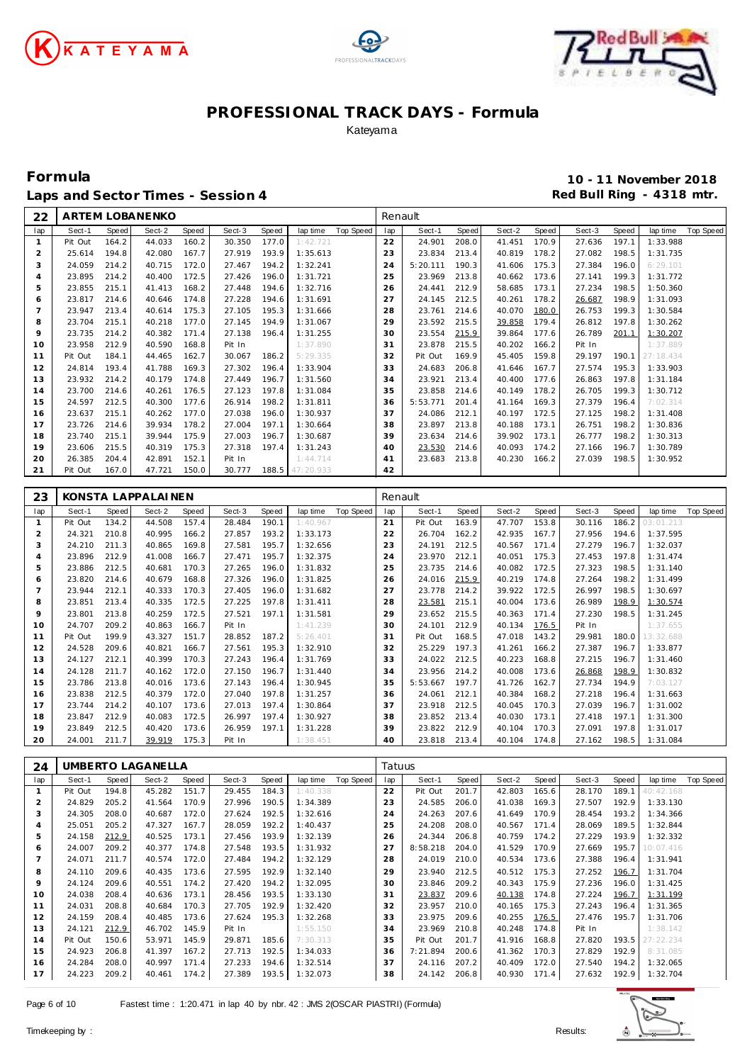# PROFESSIONAL TRACK DAYS - Formula

Kateyama

## Formula

## Laps and Sector Times - Session 4

**10 - 11 November 2018**
**Red Bull Ring - 4318 mtr.**

| 22 | ARTEM LOBANENKO | | | | | | | | Renault | | | | | | | | |
|---|---|---|---|---|---|---|---|---|---|---|---|---|---|---|---|---|---|
| lap | Sect-1 | Speed | Sect-2 | Speed | Sect-3 | Speed | lap time | Top Speed | lap | Sect-1 | Speed | Sect-2 | Speed | Sect-3 | Speed | lap time | Top Speed |
| 1 | Pit Out | 164.2 | 44.033 | 160.2 | 30.350 | 177.0 | 1:42.721 | | 22 | 24.901 | 208.0 | 41.451 | 170.9 | 27.636 | 197.1 | 1:33.988 | |
| 2 | 25.614 | 194.8 | 42.080 | 167.7 | 27.919 | 193.9 | 1:35.613 | | 23 | 23.834 | 213.4 | 40.819 | 178.2 | 27.082 | 198.5 | 1:31.735 | |
| 3 | 24.059 | 214.2 | 40.715 | 172.0 | 27.467 | 194.2 | 1:32.241 | | 24 | 5:20.111 | 190.3 | 41.606 | 175.3 | 27.384 | 196.0 | 6:29.101 | |
| 4 | 23.895 | 214.2 | 40.400 | 172.5 | 27.426 | 196.0 | 1:31.721 | | 25 | 23.969 | 213.8 | 40.662 | 173.6 | 27.141 | 199.3 | 1:31.772 | |
| 5 | 23.855 | 215.1 | 41.413 | 168.2 | 27.448 | 194.6 | 1:32.716 | | 26 | 24.441 | 212.9 | 58.685 | 173.1 | 27.234 | 198.5 | 1:50.360 | |
| 6 | 23.817 | 214.6 | 40.646 | 174.8 | 27.228 | 194.6 | 1:31.691 | | 27 | 24.145 | 212.5 | 40.261 | 178.2 | 26.687 | 198.9 | 1:31.093 | |
| 7 | 23.947 | 213.4 | 40.614 | 175.3 | 27.105 | 195.3 | 1:31.666 | | 28 | 23.761 | 214.6 | 40.070 | 180.0 | 26.753 | 199.3 | 1:30.584 | |
| 8 | 23.704 | 215.1 | 40.218 | 177.0 | 27.145 | 194.9 | 1:31.067 | | 29 | 23.592 | 215.5 | 39.858 | 179.4 | 26.812 | 197.8 | 1:30.262 | |
| 9 | 23.735 | 214.2 | 40.382 | 171.4 | 27.138 | 196.4 | 1:31.255 | | 30 | 23.554 | 215.9 | 39.864 | 177.6 | 26.789 | 201.1 | 1:30.207 | |
| 10 | 23.958 | 212.9 | 40.590 | 168.8 | Pit In | | 1:37.890 | | 31 | 23.878 | 215.5 | 40.202 | 166.2 | Pit In | | 1:37.889 | |
| 11 | Pit Out | 184.1 | 44.465 | 162.7 | 30.067 | 186.2 | 5:29.335 | | 32 | Pit Out | 169.9 | 45.405 | 159.8 | 29.197 | 190.1 | 27:18.434 | |
| 12 | 24.814 | 193.4 | 41.788 | 169.3 | 27.302 | 196.4 | 1:33.904 | | 33 | 24.683 | 206.8 | 41.646 | 167.7 | 27.574 | 195.3 | 1:33.903 | |
| 13 | 23.932 | 214.2 | 40.179 | 174.8 | 27.449 | 196.7 | 1:31.560 | | 34 | 23.921 | 213.4 | 40.400 | 177.6 | 26.863 | 197.8 | 1:31.184 | |
| 14 | 23.700 | 214.6 | 40.261 | 176.5 | 27.123 | 197.8 | 1:31.084 | | 35 | 23.858 | 214.6 | 40.149 | 178.2 | 26.705 | 199.3 | 1:30.712 | |
| 15 | 24.597 | 212.5 | 40.300 | 177.6 | 26.914 | 198.2 | 1:31.811 | | 36 | 5:53.771 | 201.4 | 41.164 | 169.3 | 27.379 | 196.4 | 7:02.314 | |
| 16 | 23.637 | 215.1 | 40.262 | 177.0 | 27.038 | 196.0 | 1:30.937 | | 37 | 24.086 | 212.1 | 40.197 | 172.5 | 27.125 | 198.2 | 1:31.408 | |
| 17 | 23.726 | 214.6 | 39.934 | 178.2 | 27.004 | 197.1 | 1:30.664 | | 38 | 23.897 | 213.8 | 40.188 | 173.1 | 26.751 | 198.2 | 1:30.836 | |
| 18 | 23.740 | 215.1 | 39.944 | 175.9 | 27.003 | 196.7 | 1:30.687 | | 39 | 23.634 | 214.6 | 39.902 | 173.1 | 26.777 | 198.2 | 1:30.313 | |
| 19 | 23.606 | 215.5 | 40.319 | 175.3 | 27.318 | 197.4 | 1:31.243 | | 40 | 23.530 | 214.6 | 40.093 | 174.2 | 27.166 | 196.7 | 1:30.789 | |
| 20 | 26.385 | 204.4 | 42.891 | 152.1 | Pit In | | 1:44.714 | | 41 | 23.683 | 213.8 | 40.230 | 166.2 | 27.039 | 198.5 | 1:30.952 | |
| 21 | Pit Out | 167.0 | 47.721 | 150.0 | 30.777 | 188.5 | 47:20.933 | | 42 | | | | | | | | |

| 23 | KONSTA LAPPALAINEN | | | | | | | | Renault | | | | | | | | |
|---|---|---|---|---|---|---|---|---|---|---|---|---|---|---|---|---|---|
| lap | Sect-1 | Speed | Sect-2 | Speed | Sect-3 | Speed | lap time | Top Speed | lap | Sect-1 | Speed | Sect-2 | Speed | Sect-3 | Speed | lap time | Top Speed |
| 1 | Pit Out | 134.2 | 44.508 | 157.4 | 28.484 | 190.1 | 1:40.967 | | 21 | Pit Out | 163.9 | 47.707 | 153.8 | 30.116 | 186.2 | 03:01.213 | |
| 2 | 24.321 | 210.8 | 40.995 | 166.2 | 27.857 | 193.2 | 1:33.173 | | 22 | 26.704 | 162.2 | 42.935 | 167.7 | 27.956 | 194.6 | 1:37.595 | |
| 3 | 24.210 | 211.3 | 40.865 | 169.8 | 27.581 | 195.7 | 1:32.656 | | 23 | 24.191 | 212.5 | 40.567 | 171.4 | 27.279 | 196.7 | 1:32.037 | |
| 4 | 23.896 | 212.9 | 41.008 | 166.7 | 27.471 | 195.7 | 1:32.375 | | 24 | 23.970 | 212.1 | 40.051 | 175.3 | 27.453 | 197.8 | 1:31.474 | |
| 5 | 23.886 | 212.5 | 40.681 | 170.3 | 27.265 | 196.0 | 1:31.832 | | 25 | 23.735 | 214.6 | 40.082 | 172.5 | 27.323 | 198.5 | 1:31.140 | |
| 6 | 23.820 | 214.6 | 40.679 | 168.8 | 27.326 | 196.0 | 1:31.825 | | 26 | 24.016 | 215.9 | 40.219 | 174.8 | 27.264 | 198.2 | 1:31.499 | |
| 7 | 23.944 | 212.1 | 40.333 | 170.3 | 27.405 | 196.0 | 1:31.682 | | 27 | 23.778 | 214.2 | 39.922 | 172.5 | 26.997 | 198.5 | 1:30.697 | |
| 8 | 23.851 | 213.4 | 40.335 | 172.5 | 27.225 | 197.8 | 1:31.411 | | 28 | 23.581 | 215.1 | 40.004 | 173.6 | 26.989 | 198.9 | 1:30.574 | |
| 9 | 23.801 | 213.8 | 40.259 | 172.5 | 27.521 | 197.1 | 1:31.581 | | 29 | 23.652 | 215.5 | 40.363 | 171.4 | 27.230 | 198.5 | 1:31.245 | |
| 10 | 24.707 | 209.2 | 40.863 | 166.7 | Pit In | | 1:41.239 | | 30 | 24.101 | 212.9 | 40.134 | 176.5 | Pit In | | 1:37.655 | |
| 11 | Pit Out | 199.9 | 43.327 | 151.7 | 28.852 | 187.2 | 5:26.401 | | 31 | Pit Out | 168.5 | 47.018 | 143.2 | 29.981 | 180.0 | 13:32.688 | |
| 12 | 24.528 | 209.6 | 40.821 | 166.7 | 27.561 | 195.3 | 1:32.910 | | 32 | 25.229 | 197.3 | 41.261 | 166.2 | 27.387 | 196.7 | 1:33.877 | |
| 13 | 24.127 | 212.1 | 40.399 | 170.3 | 27.243 | 196.4 | 1:31.769 | | 33 | 24.022 | 212.5 | 40.223 | 168.8 | 27.215 | 196.7 | 1:31.460 | |
| 14 | 24.128 | 211.7 | 40.162 | 172.0 | 27.150 | 196.7 | 1:31.440 | | 34 | 23.956 | 214.2 | 40.008 | 173.6 | 26.868 | 198.9 | 1:30.832 | |
| 15 | 23.786 | 213.8 | 40.016 | 173.6 | 27.143 | 196.4 | 1:30.945 | | 35 | 5:53.667 | 197.7 | 41.726 | 162.7 | 27.734 | 194.9 | 7:03.127 | |
| 16 | 23.838 | 212.5 | 40.379 | 172.0 | 27.040 | 197.8 | 1:31.257 | | 36 | 24.061 | 212.1 | 40.384 | 168.2 | 27.218 | 196.4 | 1:31.663 | |
| 17 | 23.744 | 214.2 | 40.107 | 173.6 | 27.013 | 197.4 | 1:30.864 | | 37 | 23.918 | 212.5 | 40.045 | 170.3 | 27.039 | 196.7 | 1:31.002 | |
| 18 | 23.847 | 212.9 | 40.083 | 172.5 | 26.997 | 197.4 | 1:30.927 | | 38 | 23.852 | 213.4 | 40.030 | 173.1 | 27.418 | 197.1 | 1:31.300 | |
| 19 | 23.849 | 212.5 | 40.420 | 173.6 | 26.959 | 197.1 | 1:31.228 | | 39 | 23.822 | 212.9 | 40.104 | 170.3 | 27.091 | 197.8 | 1:31.017 | |
| 20 | 24.001 | 211.7 | 39.919 | 175.3 | Pit In | | 1:38.451 | | 40 | 23.818 | 213.4 | 40.104 | 174.8 | 27.162 | 198.5 | 1:31.084 | |

| 24 | UMBERTO LAGANELLA | | | | | | | | Tatuus | | | | | | | | |
|---|---|---|---|---|---|---|---|---|---|---|---|---|---|---|---|---|---|
| lap | Sect-1 | Speed | Sect-2 | Speed | Sect-3 | Speed | lap time | Top Speed | lap | Sect-1 | Speed | Sect-2 | Speed | Sect-3 | Speed | lap time | Top Speed |
| 1 | Pit Out | 194.8 | 45.282 | 151.7 | 29.455 | 184.3 | 1:40.338 | | 22 | Pit Out | 201.7 | 42.803 | 165.6 | 28.170 | 189.1 | 40:42.168 | |
| 2 | 24.829 | 205.2 | 41.564 | 170.9 | 27.996 | 190.5 | 1:34.389 | | 23 | 24.585 | 206.0 | 41.038 | 169.3 | 27.507 | 192.9 | 1:33.130 | |
| 3 | 24.305 | 208.0 | 40.687 | 172.0 | 27.624 | 192.5 | 1:32.616 | | 24 | 24.263 | 207.6 | 41.649 | 170.9 | 28.454 | 193.2 | 1:34.366 | |
| 4 | 25.051 | 205.2 | 47.327 | 167.7 | 28.059 | 192.2 | 1:40.437 | | 25 | 24.208 | 208.0 | 40.567 | 171.4 | 28.069 | 189.5 | 1:32.844 | |
| 5 | 24.158 | 212.9 | 40.525 | 173.1 | 27.456 | 193.9 | 1:32.139 | | 26 | 24.344 | 206.8 | 40.759 | 174.2 | 27.229 | 193.9 | 1:32.332 | |
| 6 | 24.007 | 209.2 | 40.377 | 174.8 | 27.548 | 193.5 | 1:31.932 | | 27 | 8:58.218 | 204.0 | 41.529 | 170.9 | 27.669 | 195.7 | 10:07.416 | |
| 7 | 24.071 | 211.7 | 40.574 | 172.0 | 27.484 | 194.2 | 1:32.129 | | 28 | 24.019 | 210.0 | 40.534 | 173.6 | 27.388 | 196.4 | 1:31.941 | |
| 8 | 24.110 | 209.6 | 40.435 | 173.6 | 27.595 | 192.9 | 1:32.140 | | 29 | 23.940 | 212.5 | 40.512 | 175.3 | 27.252 | 196.7 | 1:31.704 | |
| 9 | 24.124 | 209.6 | 40.551 | 174.2 | 27.420 | 194.2 | 1:32.095 | | 30 | 23.846 | 209.2 | 40.343 | 175.9 | 27.236 | 196.0 | 1:31.425 | |
| 10 | 24.038 | 208.4 | 40.636 | 173.1 | 28.456 | 193.5 | 1:33.130 | | 31 | 23.837 | 209.6 | 40.138 | 174.8 | 27.224 | 196.7 | 1:31.199 | |
| 11 | 24.031 | 208.8 | 40.684 | 170.3 | 27.705 | 192.9 | 1:32.420 | | 32 | 23.957 | 210.0 | 40.165 | 175.3 | 27.243 | 196.4 | 1:31.365 | |
| 12 | 24.159 | 208.4 | 40.485 | 173.6 | 27.624 | 195.3 | 1:32.268 | | 33 | 23.975 | 209.6 | 40.255 | 176.5 | 27.476 | 195.7 | 1:31.706 | |
| 13 | 24.121 | 212.9 | 46.702 | 145.9 | Pit In | | 1:55.150 | | 34 | 23.969 | 210.8 | 40.248 | 174.8 | Pit In | | 1:38.142 | |
| 14 | Pit Out | 150.6 | 53.971 | 145.9 | 29.871 | 185.6 | 7:30.313 | | 35 | Pit Out | 201.7 | 41.916 | 168.8 | 27.820 | 193.5 | 27:22.234 | |
| 15 | 24.923 | 206.8 | 41.397 | 167.2 | 27.713 | 192.5 | 1:34.033 | | 36 | 7:21.894 | 200.6 | 41.362 | 170.3 | 27.829 | 192.9 | 8:31.085 | |
| 16 | 24.284 | 208.0 | 40.997 | 171.4 | 27.233 | 194.6 | 1:32.514 | | 37 | 24.116 | 207.2 | 40.409 | 172.0 | 27.540 | 194.2 | 1:32.065 | |
| 17 | 24.223 | 209.2 | 40.461 | 174.2 | 27.389 | 193.5 | 1:32.073 | | 38 | 24.142 | 206.8 | 40.930 | 171.4 | 27.632 | 192.9 | 1:32.704 | |

Fastest time : 1:20.471 in lap 40 by nbr. 42 : JMS 2(OSCAR PIASTRI) (Formula)

Timekeeping by : Results: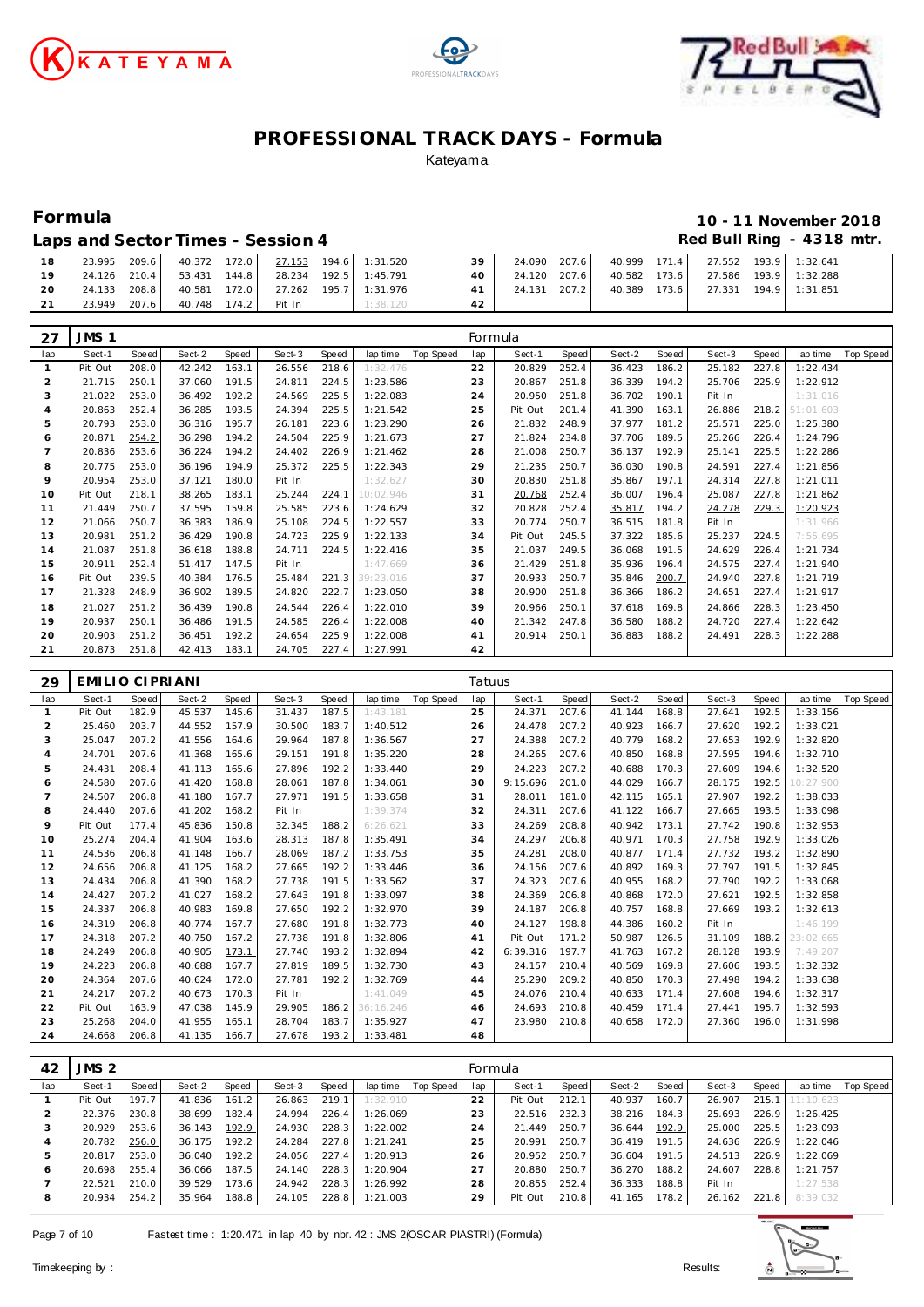# PROFESSIONAL TRACK DAYS - Formula

Kateyama

## Formula

**10 - 11 November 2018**

### Laps and Sector Times - Session 4

**Red Bull Ring - 4318 mtr.**

| lap | Sect-1 | Speed | Sect-2 | Speed | Sect-3 | Speed | lap time | Top Speed | lap | Sect-1 | Speed | Sect-2 | Speed | Sect-3 | Speed | lap time | Top Speed |
|---|---|---|---|---|---|---|---|---|---|---|---|---|---|---|---|---|---|
| 18 | 23.995 | 209.6 | 40.372 | 172.0 | 27.153 | 194.6 | 1:31.520 | | 39 | 24.090 | 207.6 | 40.999 | 171.4 | 27.552 | 193.9 | 1:32.641 | |
| 19 | 24.126 | 210.4 | 53.431 | 144.8 | 28.234 | 192.5 | 1:45.791 | | 40 | 24.120 | 207.6 | 40.582 | 173.6 | 27.586 | 193.9 | 1:32.288 | |
| 20 | 24.133 | 208.8 | 40.581 | 172.0 | 27.262 | 195.7 | 1:31.976 | | 41 | 24.131 | 207.2 | 40.389 | 173.6 | 27.331 | 194.9 | 1:31.851 | |
| 21 | 23.949 | 207.6 | 40.748 | 174.2 | Pit In | | 1:38.120 | | 42 | | | | | | | | |

**27 JMS 1 — Formula**

| lap | Sect-1 | Speed | Sect-2 | Speed | Sect-3 | Speed | lap time | Top Speed | lap | Sect-1 | Speed | Sect-2 | Speed | Sect-3 | Speed | lap time | Top Speed |
|---|---|---|---|---|---|---|---|---|---|---|---|---|---|---|---|---|---|
| 1 | Pit Out | 208.0 | 42.242 | 163.1 | 26.556 | 218.6 | 1:32.476 | | 22 | 20.829 | 252.4 | 36.423 | 186.2 | 25.182 | 227.8 | 1:22.434 | |
| 2 | 21.715 | 250.1 | 37.060 | 191.5 | 24.811 | 224.5 | 1:23.586 | | 23 | 20.867 | 251.8 | 36.339 | 194.2 | 25.706 | 225.9 | 1:22.912 | |
| 3 | 21.022 | 253.0 | 36.492 | 192.2 | 24.569 | 225.5 | 1:22.083 | | 24 | 20.950 | 251.8 | 36.702 | 190.1 | Pit In | | 1:31.016 | |
| 4 | 20.863 | 252.4 | 36.285 | 193.5 | 24.394 | 225.5 | 1:21.542 | | 25 | Pit Out | 201.4 | 41.390 | 163.1 | 26.886 | 218.2 | 51:01.603 | |
| 5 | 20.793 | 253.0 | 36.316 | 195.7 | 26.181 | 223.6 | 1:23.290 | | 26 | 21.832 | 248.9 | 37.977 | 181.2 | 25.571 | 225.0 | 1:25.380 | |
| 6 | 20.871 | 254.2 | 36.298 | 194.2 | 24.504 | 225.9 | 1:21.673 | | 27 | 21.824 | 234.8 | 37.706 | 189.5 | 25.266 | 226.4 | 1:24.796 | |
| 7 | 20.836 | 253.6 | 36.224 | 194.2 | 24.402 | 226.9 | 1:21.462 | | 28 | 21.008 | 250.7 | 36.137 | 192.9 | 25.141 | 225.5 | 1:22.286 | |
| 8 | 20.775 | 253.0 | 36.196 | 194.9 | 25.372 | 225.5 | 1:22.343 | | 29 | 21.235 | 250.7 | 36.030 | 190.8 | 24.591 | 227.4 | 1:21.856 | |
| 9 | 20.954 | 253.0 | 37.121 | 180.0 | Pit In | | 1:32.627 | | 30 | 20.830 | 251.8 | 35.867 | 197.1 | 24.314 | 227.8 | 1:21.011 | |
| 10 | Pit Out | 218.1 | 38.265 | 183.1 | 25.244 | 224.1 | 10:02.946 | | 31 | 20.768 | 252.4 | 36.007 | 196.4 | 25.087 | 227.8 | 1:21.862 | |
| 11 | 21.449 | 250.7 | 37.595 | 159.8 | 25.585 | 223.6 | 1:24.629 | | 32 | 20.828 | 252.4 | 35.817 | 194.2 | 24.278 | 229.3 | 1:20.923 | |
| 12 | 21.066 | 250.7 | 36.383 | 186.9 | 25.108 | 224.5 | 1:22.557 | | 33 | 20.774 | 250.7 | 36.515 | 181.8 | Pit In | | 1:31.966 | |
| 13 | 20.981 | 251.2 | 36.429 | 190.8 | 24.723 | 225.9 | 1:22.133 | | 34 | Pit Out | 245.5 | 37.322 | 185.6 | 25.237 | 224.5 | 7:55.695 | |
| 14 | 21.087 | 251.8 | 36.618 | 188.8 | 24.711 | 224.5 | 1:22.416 | | 35 | 21.037 | 249.5 | 36.068 | 191.5 | 24.629 | 226.4 | 1:21.734 | |
| 15 | 20.911 | 252.4 | 51.417 | 147.5 | Pit In | | 1:47.669 | | 36 | 21.429 | 251.8 | 35.936 | 196.4 | 24.575 | 227.4 | 1:21.940 | |
| 16 | Pit Out | 239.5 | 40.384 | 176.5 | 25.484 | 221.3 | 39:23.016 | | 37 | 20.933 | 250.7 | 35.846 | 200.7 | 24.940 | 227.8 | 1:21.719 | |
| 17 | 21.328 | 248.9 | 36.902 | 189.5 | 24.820 | 222.7 | 1:23.050 | | 38 | 20.900 | 251.8 | 36.366 | 186.2 | 24.651 | 227.4 | 1:21.917 | |
| 18 | 21.027 | 251.2 | 36.439 | 190.8 | 24.544 | 226.4 | 1:22.010 | | 39 | 20.966 | 250.1 | 37.618 | 169.8 | 24.866 | 228.3 | 1:23.450 | |
| 19 | 20.937 | 250.1 | 36.486 | 191.5 | 24.585 | 226.4 | 1:22.008 | | 40 | 21.342 | 247.8 | 36.580 | 188.2 | 24.720 | 227.4 | 1:22.642 | |
| 20 | 20.903 | 251.2 | 36.451 | 192.2 | 24.654 | 225.9 | 1:22.008 | | 41 | 20.914 | 250.1 | 36.883 | 188.2 | 24.491 | 228.3 | 1:22.288 | |
| 21 | 20.873 | 251.8 | 42.413 | 183.1 | 24.705 | 227.4 | 1:27.991 | | 42 | | | | | | | | |

**29 EMILIO CIPRIANI — Tatuus**

| lap | Sect-1 | Speed | Sect-2 | Speed | Sect-3 | Speed | lap time | Top Speed | lap | Sect-1 | Speed | Sect-2 | Speed | Sect-3 | Speed | lap time | Top Speed |
|---|---|---|---|---|---|---|---|---|---|---|---|---|---|---|---|---|---|
| 1 | Pit Out | 182.9 | 45.537 | 145.6 | 31.437 | 187.5 | 1:43.181 | | 25 | 24.371 | 207.6 | 41.144 | 168.8 | 27.641 | 192.5 | 1:33.156 | |
| 2 | 25.460 | 203.7 | 44.552 | 157.9 | 30.500 | 183.7 | 1:40.512 | | 26 | 24.478 | 207.2 | 40.923 | 166.7 | 27.620 | 192.2 | 1:33.021 | |
| 3 | 25.047 | 207.2 | 41.556 | 164.6 | 29.964 | 187.8 | 1:36.567 | | 27 | 24.388 | 207.2 | 40.779 | 168.2 | 27.653 | 192.9 | 1:32.820 | |
| 4 | 24.701 | 207.6 | 41.368 | 165.6 | 29.151 | 191.8 | 1:35.220 | | 28 | 24.265 | 207.6 | 40.850 | 168.8 | 27.595 | 194.6 | 1:32.710 | |
| 5 | 24.431 | 208.4 | 41.113 | 165.6 | 27.896 | 192.2 | 1:33.440 | | 29 | 24.223 | 207.2 | 40.688 | 170.3 | 27.609 | 194.6 | 1:32.520 | |
| 6 | 24.580 | 207.6 | 41.420 | 168.8 | 28.061 | 187.8 | 1:34.061 | | 30 | 9:15.696 | 201.0 | 44.029 | 166.7 | 28.175 | 192.5 | 10:27.900 | |
| 7 | 24.507 | 206.8 | 41.180 | 167.7 | 27.971 | 191.5 | 1:33.658 | | 31 | 28.011 | 181.0 | 42.115 | 165.1 | 27.907 | 192.2 | 1:38.033 | |
| 8 | 24.440 | 207.6 | 41.202 | 168.2 | Pit In | | 1:39.374 | | 32 | 24.311 | 207.6 | 41.122 | 166.7 | 27.665 | 193.5 | 1:33.098 | |
| 9 | Pit Out | 177.4 | 45.836 | 150.8 | 32.345 | 188.2 | 6:26.621 | | 33 | 24.269 | 208.8 | 40.942 | 173.1 | 27.742 | 190.8 | 1:32.953 | |
| 10 | 25.274 | 204.4 | 41.904 | 163.6 | 28.313 | 187.8 | 1:35.491 | | 34 | 24.297 | 206.8 | 40.971 | 170.3 | 27.758 | 192.9 | 1:33.026 | |
| 11 | 24.536 | 206.8 | 41.148 | 166.7 | 28.069 | 187.2 | 1:33.753 | | 35 | 24.281 | 208.0 | 40.877 | 171.4 | 27.732 | 193.2 | 1:32.890 | |
| 12 | 24.656 | 206.8 | 41.125 | 168.2 | 27.665 | 192.2 | 1:33.446 | | 36 | 24.156 | 207.6 | 40.892 | 169.3 | 27.797 | 191.5 | 1:32.845 | |
| 13 | 24.434 | 206.8 | 41.390 | 168.2 | 27.738 | 191.5 | 1:33.562 | | 37 | 24.323 | 207.6 | 40.955 | 168.2 | 27.790 | 192.2 | 1:33.068 | |
| 14 | 24.427 | 207.2 | 41.027 | 168.2 | 27.643 | 191.8 | 1:33.097 | | 38 | 24.369 | 206.8 | 40.868 | 172.0 | 27.621 | 192.5 | 1:32.858 | |
| 15 | 24.337 | 206.8 | 40.983 | 169.8 | 27.650 | 192.2 | 1:32.970 | | 39 | 24.187 | 206.8 | 40.757 | 168.8 | 27.669 | 193.2 | 1:32.613 | |
| 16 | 24.319 | 206.8 | 40.774 | 167.7 | 27.680 | 191.8 | 1:32.773 | | 40 | 24.127 | 198.8 | 44.386 | 160.2 | Pit In | | 1:46.199 | |
| 17 | 24.318 | 207.2 | 40.750 | 167.2 | 27.738 | 191.8 | 1:32.806 | | 41 | Pit Out | 171.2 | 50.987 | 126.5 | 31.109 | 188.2 | 23:02.665 | |
| 18 | 24.249 | 206.8 | 40.905 | 173.1 | 27.740 | 193.2 | 1:32.894 | | 42 | 6:39.316 | 197.7 | 41.763 | 167.2 | 28.128 | 193.9 | 7:49.207 | |
| 19 | 24.223 | 206.8 | 40.688 | 167.7 | 27.819 | 189.5 | 1:32.730 | | 43 | 24.157 | 210.4 | 40.569 | 169.8 | 27.606 | 193.5 | 1:32.332 | |
| 20 | 24.364 | 207.6 | 40.624 | 172.0 | 27.781 | 192.2 | 1:32.769 | | 44 | 25.290 | 209.2 | 40.850 | 170.3 | 27.498 | 194.2 | 1:33.638 | |
| 21 | 24.217 | 207.2 | 40.673 | 170.3 | Pit In | | 1:41.049 | | 45 | 24.076 | 210.4 | 40.633 | 171.4 | 27.608 | 194.6 | 1:32.317 | |
| 22 | Pit Out | 163.9 | 47.038 | 145.9 | 29.905 | 186.2 | 36:16.246 | | 46 | 24.693 | 210.8 | 40.459 | 171.4 | 27.441 | 195.7 | 1:32.593 | |
| 23 | 25.268 | 204.0 | 41.955 | 165.1 | 28.704 | 183.7 | 1:35.927 | | 47 | 23.980 | 210.8 | 40.658 | 172.0 | 27.360 | 196.0 | 1:31.998 | |
| 24 | 24.668 | 206.8 | 41.135 | 166.7 | 27.678 | 193.2 | 1:33.481 | | 48 | | | | | | | | |

**42 JMS 2 — Formula**

| lap | Sect-1 | Speed | Sect-2 | Speed | Sect-3 | Speed | lap time | Top Speed | lap | Sect-1 | Speed | Sect-2 | Speed | Sect-3 | Speed | lap time | Top Speed |
|---|---|---|---|---|---|---|---|---|---|---|---|---|---|---|---|---|---|
| 1 | Pit Out | 197.7 | 41.836 | 161.2 | 26.863 | 219.1 | 1:32.910 | | 22 | Pit Out | 212.1 | 40.937 | 160.7 | 26.907 | 215.1 | 11:10.623 | |
| 2 | 22.376 | 230.8 | 38.699 | 182.4 | 24.994 | 226.4 | 1:26.069 | | 23 | 22.516 | 232.3 | 38.216 | 184.3 | 25.693 | 226.9 | 1:26.425 | |
| 3 | 20.929 | 253.6 | 36.143 | 192.9 | 24.930 | 228.3 | 1:22.002 | | 24 | 21.449 | 250.7 | 36.644 | 192.9 | 25.000 | 225.5 | 1:23.093 | |
| 4 | 20.782 | 256.0 | 36.175 | 192.2 | 24.284 | 227.8 | 1:21.241 | | 25 | 20.991 | 250.7 | 36.419 | 191.5 | 24.636 | 226.9 | 1:22.046 | |
| 5 | 20.817 | 253.0 | 36.040 | 192.2 | 24.056 | 227.4 | 1:20.913 | | 26 | 20.952 | 250.7 | 36.604 | 191.5 | 24.513 | 226.9 | 1:22.069 | |
| 6 | 20.698 | 255.4 | 36.066 | 187.5 | 24.140 | 228.3 | 1:20.904 | | 27 | 20.880 | 250.7 | 36.270 | 188.2 | 24.607 | 228.8 | 1:21.757 | |
| 7 | 22.521 | 210.0 | 39.529 | 173.6 | 24.942 | 228.3 | 1:26.992 | | 28 | 20.855 | 252.4 | 36.333 | 188.8 | Pit In | | 1:27.538 | |
| 8 | 20.934 | 254.2 | 35.964 | 188.8 | 24.105 | 228.8 | 1:21.003 | | 29 | Pit Out | 210.8 | 41.165 | 178.2 | 26.162 | 221.8 | 8:39.032 | |

Fastest time : 1:20.471 in lap 40 by nbr. 42 : JMS 2(OSCAR PIASTRI) (Formula)

Timekeeping by : Results: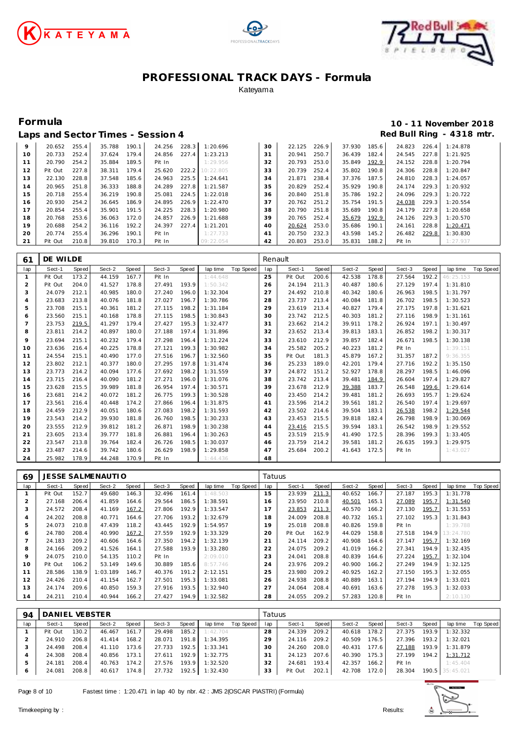# PROFESSIONAL TRACK DAYS - Formula

Kateyama

## Formula

**10 - 11 November 2018**

### Laps and Sector Times - Session 4

**Red Bull Ring - 4318 mtr.**

| lap | Sect-1 | Speed | Sect-2 | Speed | Sect-3 | Speed | lap time | Top Speed | lap | Sect-1 | Speed | Sect-2 | Speed | Sect-3 | Speed | lap time | Top Speed |
|---|---|---|---|---|---|---|---|---|---|---|---|---|---|---|---|---|---|
| 9 | 20.652 | 255.4 | 35.788 | 190.1 | 24.256 | 228.3 | 1:20.696 | | 30 | 22.125 | 226.9 | 37.930 | 185.6 | 24.823 | 226.4 | 1:24.878 | |
| 10 | 20.733 | 252.4 | 37.624 | 179.4 | 24.856 | 227.4 | 1:23.213 | | 31 | 20.941 | 250.7 | 36.439 | 182.4 | 24.545 | 227.8 | 1:21.925 | |
| 11 | 20.790 | 254.2 | 35.884 | 189.5 | Pit In | | 1:29.956 | | 32 | 20.793 | 253.0 | 35.849 | 192.9 | 24.152 | 228.8 | 1:20.794 | |
| 12 | Pit Out | 227.8 | 38.311 | 179.4 | 25.620 | 222.2 | 10:22.805 | | 33 | 20.739 | 252.4 | 35.802 | 190.8 | 24.306 | 228.8 | 1:20.847 | |
| 13 | 22.130 | 228.8 | 37.548 | 185.6 | 24.963 | 225.5 | 1:24.641 | | 34 | 21.871 | 238.4 | 37.376 | 187.5 | 24.810 | 228.3 | 1:24.057 | |
| 14 | 20.965 | 251.8 | 36.333 | 188.8 | 24.289 | 227.8 | 1:21.587 | | 35 | 20.829 | 252.4 | 35.929 | 190.8 | 24.174 | 229.3 | 1:20.932 | |
| 15 | 20.718 | 255.4 | 36.219 | 190.8 | 25.081 | 224.5 | 1:22.018 | | 36 | 20.840 | 251.8 | 35.786 | 192.2 | 24.096 | 229.3 | 1:20.722 | |
| 16 | 20.930 | 254.2 | 36.645 | 186.9 | 24.895 | 226.9 | 1:22.470 | | 37 | 20.762 | 251.2 | 35.754 | 191.5 | 24.038 | 229.3 | 1:20.554 | |
| 17 | 20.854 | 255.4 | 35.901 | 191.5 | 24.225 | 228.3 | 1:20.980 | | 38 | 20.790 | 251.8 | 35.689 | 190.8 | 24.179 | 227.8 | 1:20.658 | |
| 18 | 20.768 | 253.6 | 36.063 | 172.0 | 24.857 | 226.9 | 1:21.688 | | 39 | 20.765 | 252.4 | 35.679 | 192.9 | 24.126 | 229.3 | 1:20.570 | |
| 19 | 20.688 | 254.2 | 36.116 | 192.2 | 24.397 | 227.4 | 1:21.201 | | 40 | 20.624 | 253.0 | 35.686 | 190.1 | 24.161 | 228.8 | 1:20.471 | |
| 20 | 20.774 | 255.4 | 36.296 | 190.1 | Pit In | | 1:27.733 | | 41 | 20.750 | 232.3 | 43.598 | 145.2 | 26.482 | 229.8 | 1:30.830 | |
| 21 | Pit Out | 210.8 | 39.810 | 170.3 | Pit In | | 09:22.054 | | 42 | 20.803 | 253.0 | 35.831 | 188.2 | Pit In | | 1:27.937 | |

### 61 DE WILDE — Renault

| lap | Sect-1 | Speed | Sect-2 | Speed | Sect-3 | Speed | lap time | Top Speed | lap | Sect-1 | Speed | Sect-2 | Speed | Sect-3 | Speed | lap time | Top Speed |
|---|---|---|---|---|---|---|---|---|---|---|---|---|---|---|---|---|---|
| 1 | Pit Out | 173.2 | 44.159 | 167.7 | Pit In | | 1:44.648 | | 25 | Pit Out | 200.6 | 42.538 | 178.8 | 27.564 | 192.2 | 46:25.153 | |
| 2 | Pit Out | 204.0 | 41.527 | 178.8 | 27.491 | 193.9 | 1:50.342 | | 26 | 24.194 | 211.3 | 40.487 | 180.6 | 27.129 | 197.4 | 1:31.810 | |
| 3 | 24.079 | 212.1 | 40.985 | 180.0 | 27.240 | 196.0 | 1:32.304 | | 27 | 24.492 | 210.8 | 40.342 | 180.6 | 26.963 | 198.5 | 1:31.797 | |
| 4 | 23.683 | 213.8 | 40.076 | 181.8 | 27.027 | 196.7 | 1:30.786 | | 28 | 23.737 | 213.4 | 40.084 | 181.8 | 26.702 | 198.5 | 1:30.523 | |
| 5 | 23.708 | 215.1 | 40.361 | 181.2 | 27.115 | 198.2 | 1:31.184 | | 29 | 23.619 | 213.4 | 40.827 | 179.4 | 27.175 | 197.8 | 1:31.621 | |
| 6 | 23.560 | 215.1 | 40.168 | 178.8 | 27.115 | 198.5 | 1:30.843 | | 30 | 23.742 | 212.5 | 40.303 | 181.2 | 27.116 | 198.9 | 1:31.161 | |
| 7 | 23.753 | 219.5 | 41.297 | 179.4 | 27.427 | 195.3 | 1:32.477 | | 31 | 23.662 | 214.2 | 39.911 | 178.2 | 26.924 | 197.1 | 1:30.497 | |
| 8 | 23.811 | 214.2 | 40.897 | 180.0 | 27.188 | 197.4 | 1:31.896 | | 32 | 23.652 | 213.4 | 39.813 | 183.1 | 26.852 | 198.2 | 1:30.317 | |
| 9 | 23.694 | 215.1 | 40.232 | 179.4 | 27.298 | 196.4 | 1:31.224 | | 33 | 23.610 | 212.9 | 39.857 | 182.4 | 26.671 | 198.5 | 1:30.138 | |
| 10 | 23.636 | 216.4 | 40.225 | 178.8 | 27.121 | 199.3 | 1:30.982 | | 34 | 25.582 | 205.2 | 40.223 | 181.2 | Pit In | | 1:39.151 | |
| 11 | 24.554 | 215.1 | 40.490 | 177.0 | 27.516 | 196.7 | 1:32.560 | | 35 | Pit Out | 181.3 | 45.879 | 167.2 | 31.357 | 187.2 | 9:36.355 | |
| 12 | 23.802 | 212.1 | 40.377 | 180.0 | 27.295 | 197.8 | 1:31.474 | | 36 | 25.233 | 189.0 | 42.201 | 179.4 | 27.716 | 192.2 | 1:35.150 | |
| 13 | 23.773 | 214.2 | 40.094 | 177.6 | 27.692 | 198.2 | 1:31.559 | | 37 | 24.872 | 151.2 | 52.927 | 178.8 | 28.297 | 198.5 | 1:46.096 | |
| 14 | 23.715 | 216.4 | 40.090 | 181.2 | 27.271 | 196.0 | 1:31.076 | | 38 | 23.742 | 213.4 | 39.481 | 184.9 | 26.604 | 197.4 | 1:29.827 | |
| 15 | 23.628 | 215.5 | 39.989 | 181.8 | 26.954 | 197.4 | 1:30.571 | | 39 | 23.678 | 212.9 | 39.388 | 183.7 | 26.548 | 199.6 | 1:29.614 | |
| 16 | 23.681 | 214.2 | 40.072 | 181.2 | 26.775 | 199.3 | 1:30.528 | | 40 | 23.450 | 214.2 | 39.481 | 181.2 | 26.693 | 195.7 | 1:29.624 | |
| 17 | 23.561 | 216.4 | 40.448 | 174.2 | 27.866 | 196.4 | 1:31.875 | | 41 | 23.596 | 214.2 | 39.561 | 181.2 | 26.540 | 197.4 | 1:29.697 | |
| 18 | 24.459 | 212.9 | 40.051 | 180.6 | 27.083 | 198.2 | 1:31.593 | | 42 | 23.502 | 214.6 | 39.504 | 183.1 | 26.538 | 198.2 | 1:29.544 | |
| 19 | 23.543 | 214.2 | 39.930 | 181.8 | 26.760 | 198.5 | 1:30.233 | | 43 | 23.453 | 215.5 | 39.818 | 182.4 | 26.798 | 198.9 | 1:30.069 | |
| 20 | 23.555 | 212.9 | 39.812 | 181.2 | 26.871 | 198.9 | 1:30.238 | | 44 | 23.416 | 215.5 | 39.594 | 183.1 | 26.542 | 198.9 | 1:29.552 | |
| 21 | 23.605 | 213.4 | 39.777 | 181.8 | 26.881 | 196.4 | 1:30.263 | | 45 | 23.519 | 215.9 | 41.490 | 172.5 | 28.396 | 199.3 | 1:33.405 | |
| 22 | 23.547 | 213.8 | 39.764 | 182.4 | 26.726 | 198.5 | 1:30.037 | | 46 | 23.759 | 214.2 | 39.581 | 181.2 | 26.635 | 199.3 | 1:29.975 | |
| 23 | 23.487 | 214.6 | 39.742 | 180.6 | 26.629 | 198.9 | 1:29.858 | | 47 | 25.684 | 200.2 | 41.643 | 172.5 | Pit In | | 1:43.027 | |
| 24 | 25.982 | 178.9 | 44.248 | 170.9 | Pit In | | 1:44.436 | | 48 | | | | | | | | |

### 69 JESSE SALMENAUTIO — Tatuus

| lap | Sect-1 | Speed | Sect-2 | Speed | Sect-3 | Speed | lap time | Top Speed | lap | Sect-1 | Speed | Sect-2 | Speed | Sect-3 | Speed | lap time | Top Speed |
|---|---|---|---|---|---|---|---|---|---|---|---|---|---|---|---|---|---|
| 1 | Pit Out | 152.7 | 49.680 | 146.3 | 32.496 | 161.4 | 1:48.503 | | 15 | 23.939 | 211.3 | 40.652 | 166.7 | 27.187 | 195.3 | 1:31.778 | |
| 2 | 27.168 | 206.4 | 41.859 | 164.6 | 29.564 | 186.5 | 1:38.591 | | 16 | 23.950 | 210.8 | 40.501 | 165.1 | 27.089 | 195.7 | 1:31.540 | |
| 3 | 24.572 | 208.4 | 41.169 | 167.2 | 27.806 | 192.9 | 1:33.547 | | 17 | 23.853 | 211.3 | 40.570 | 166.2 | 27.130 | 195.7 | 1:31.553 | |
| 4 | 24.202 | 208.8 | 40.771 | 164.6 | 27.706 | 193.2 | 1:32.679 | | 18 | 24.009 | 208.8 | 40.732 | 165.1 | 27.102 | 195.3 | 1:31.843 | |
| 5 | 24.073 | 210.8 | 47.439 | 118.2 | 43.445 | 192.9 | 1:54.957 | | 19 | 25.018 | 208.8 | 40.826 | 159.8 | Pit In | | 1:39.788 | |
| 6 | 24.780 | 208.4 | 40.990 | 167.2 | 27.559 | 192.9 | 1:33.329 | | 20 | Pit Out | 162.9 | 44.029 | 158.8 | 27.518 | 194.9 | 13:24.780 | |
| 7 | 24.183 | 209.2 | 40.606 | 164.6 | 27.350 | 194.2 | 1:32.139 | | 21 | 24.114 | 209.2 | 40.908 | 164.6 | 27.147 | 195.7 | 1:32.169 | |
| 8 | 24.166 | 209.2 | 41.526 | 164.1 | 27.588 | 193.9 | 1:33.280 | | 22 | 24.075 | 209.2 | 41.019 | 166.2 | 27.341 | 194.9 | 1:32.435 | |
| 9 | 24.075 | 210.0 | 54.135 | 110.2 | Pit In | | 2:09.010 | | 23 | 24.041 | 208.8 | 40.839 | 164.6 | 27.224 | 195.7 | 1:32.104 | |
| 10 | Pit Out | 106.2 | 53.149 | 149.6 | 30.889 | 185.6 | 8:57.746 | | 24 | 23.976 | 209.2 | 40.900 | 166.2 | 27.249 | 194.9 | 1:32.125 | |
| 11 | 28.586 | 138.9 | 1:03.189 | 146.7 | 40.376 | 191.2 | 2:12.151 | | 25 | 23.980 | 209.2 | 40.925 | 162.2 | 27.150 | 195.3 | 1:32.055 | |
| 12 | 24.426 | 210.4 | 41.154 | 162.7 | 27.501 | 195.3 | 1:33.081 | | 26 | 24.938 | 208.8 | 40.889 | 163.1 | 27.194 | 194.9 | 1:33.021 | |
| 13 | 24.174 | 209.6 | 40.850 | 159.3 | 27.916 | 193.5 | 1:32.940 | | 27 | 24.064 | 208.4 | 40.691 | 163.6 | 27.278 | 195.3 | 1:32.033 | |
| 14 | 24.211 | 210.4 | 40.944 | 166.2 | 27.427 | 194.9 | 1:32.582 | | 28 | 24.055 | 209.2 | 57.283 | 120.8 | Pit In | | 2:10.130 | |

### 94 DANIEL VEBSTER — Tatuus

| lap | Sect-1 | Speed | Sect-2 | Speed | Sect-3 | Speed | lap time | Top Speed | lap | Sect-1 | Speed | Sect-2 | Speed | Sect-3 | Speed | lap time | Top Speed |
|---|---|---|---|---|---|---|---|---|---|---|---|---|---|---|---|---|---|
| 1 | Pit Out | 130.2 | 46.467 | 161.7 | 29.498 | 185.2 | 1:42.704 | | 28 | 24.339 | 209.2 | 40.618 | 178.2 | 27.375 | 193.9 | 1:32.332 | |
| 2 | 24.910 | 206.8 | 41.414 | 168.2 | 28.071 | 191.8 | 1:34.395 | | 29 | 24.116 | 209.2 | 40.509 | 176.5 | 27.396 | 193.2 | 1:32.021 | |
| 3 | 24.498 | 208.4 | 41.110 | 173.6 | 27.733 | 192.5 | 1:33.341 | | 30 | 24.260 | 208.0 | 40.431 | 177.6 | 27.188 | 193.9 | 1:31.879 | |
| 4 | 24.308 | 208.4 | 40.856 | 173.1 | 27.611 | 192.9 | 1:32.775 | | 31 | 24.123 | 207.6 | 40.390 | 175.3 | 27.199 | 194.2 | 1:31.712 | |
| 5 | 24.181 | 208.4 | 40.763 | 174.2 | 27.576 | 193.9 | 1:32.520 | | 32 | 24.681 | 193.4 | 42.357 | 166.2 | Pit In | | 1:45.404 | |
| 6 | 24.081 | 208.8 | 40.617 | 174.8 | 27.732 | 192.5 | 1:32.430 | | 33 | Pit Out | 202.1 | 42.708 | 172.0 | 28.304 | 190.5 | 35:45.021 | |

Fastest time : 1:20.471 in lap 40 by nbr. 42 : JMS 2(OSCAR PIASTRI) (Formula)

Timekeeping by :

Results: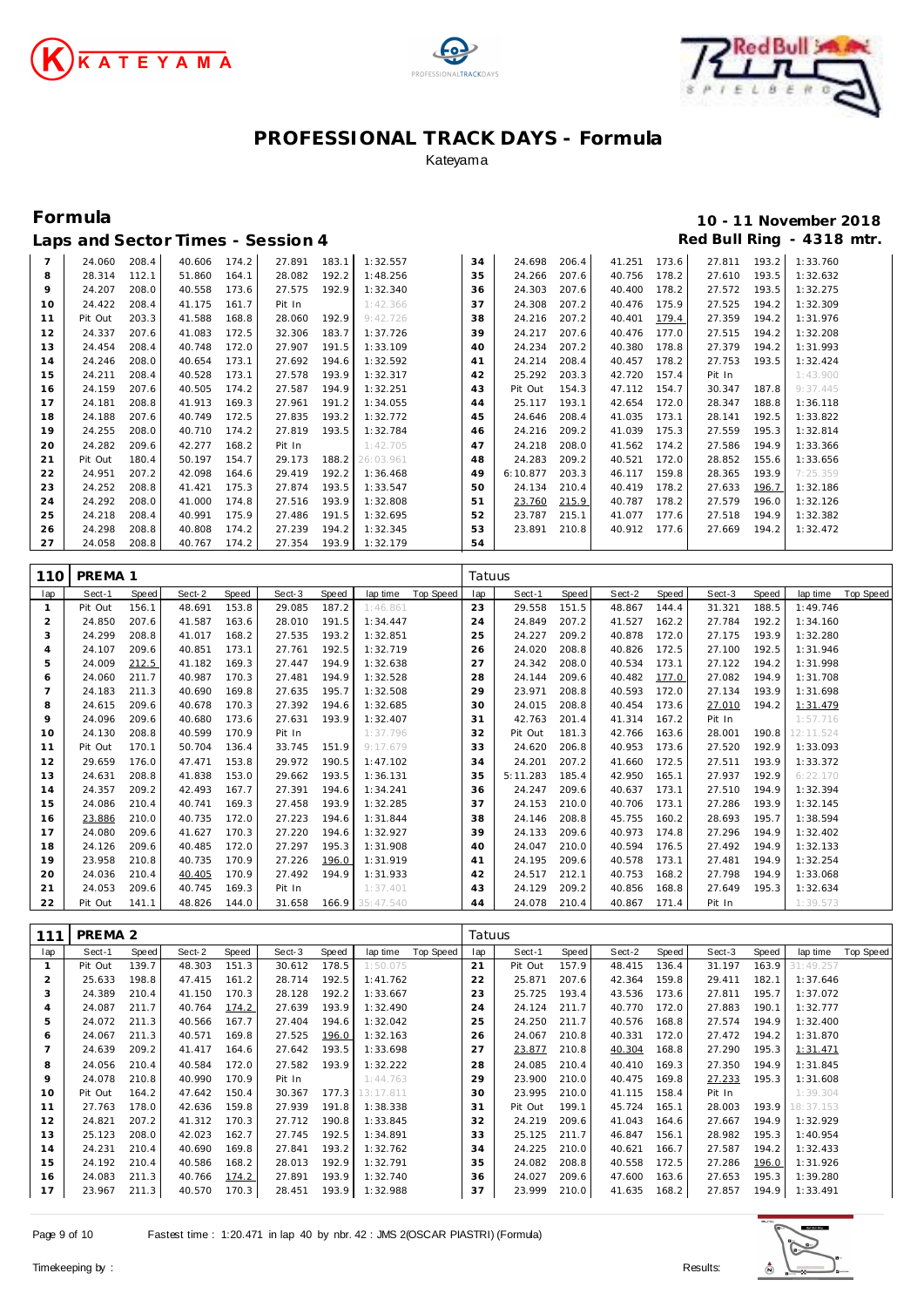# PROFESSIONAL TRACK DAYS - Formula

Kateyama

## Formula

**10 - 11 November 2018**

### Laps and Sector Times - Session 4

**Red Bull Ring - 4318 mtr.**

| lap | Sect-1 | Speed | Sect-2 | Speed | Sect-3 | Speed | lap time | Top Speed | lap | Sect-1 | Speed | Sect-2 | Speed | Sect-3 | Speed | lap time | Top Speed |
|---|---|---|---|---|---|---|---|---|---|---|---|---|---|---|---|---|---|
| 7 | 24.060 | 208.4 | 40.606 | 174.2 | 27.891 | 183.1 | 1:32.557 | | 34 | 24.698 | 206.4 | 41.251 | 173.6 | 27.811 | 193.2 | 1:33.760 | |
| 8 | 28.314 | 112.1 | 51.860 | 164.1 | 28.082 | 192.2 | 1:48.256 | | 35 | 24.266 | 207.6 | 40.756 | 178.2 | 27.610 | 193.5 | 1:32.632 | |
| 9 | 24.207 | 208.0 | 40.558 | 173.6 | 27.575 | 192.9 | 1:32.340 | | 36 | 24.303 | 207.6 | 40.400 | 178.2 | 27.572 | 193.5 | 1:32.275 | |
| 10 | 24.422 | 208.4 | 41.175 | 161.7 | Pit In | | 1:42.366 | | 37 | 24.308 | 207.2 | 40.476 | 175.9 | 27.525 | 194.2 | 1:32.309 | |
| 11 | Pit Out | 203.3 | 41.588 | 168.8 | 28.060 | 192.9 | 9:42.726 | | 38 | 24.216 | 207.2 | 40.401 | 179.4 | 27.359 | 194.2 | 1:31.976 | |
| 12 | 24.337 | 207.6 | 41.083 | 172.5 | 32.306 | 183.7 | 1:37.726 | | 39 | 24.217 | 207.6 | 40.476 | 177.0 | 27.515 | 194.2 | 1:32.208 | |
| 13 | 24.454 | 208.4 | 40.748 | 172.0 | 27.907 | 191.5 | 1:33.109 | | 40 | 24.234 | 207.2 | 40.380 | 178.8 | 27.379 | 194.2 | 1:31.993 | |
| 14 | 24.246 | 208.0 | 40.654 | 173.1 | 27.692 | 194.6 | 1:32.592 | | 41 | 24.214 | 208.4 | 40.457 | 178.2 | 27.753 | 193.5 | 1:32.424 | |
| 15 | 24.211 | 208.4 | 40.528 | 173.1 | 27.578 | 193.9 | 1:32.317 | | 42 | 25.292 | 203.3 | 42.720 | 157.4 | Pit In | | 1:43.900 | |
| 16 | 24.159 | 207.6 | 40.505 | 174.2 | 27.587 | 194.9 | 1:32.251 | | 43 | Pit Out | 154.3 | 47.112 | 154.7 | 30.347 | 187.8 | 9:37.445 | |
| 17 | 24.181 | 208.8 | 41.913 | 169.3 | 27.961 | 191.2 | 1:34.055 | | 44 | 25.117 | 193.1 | 42.654 | 172.0 | 28.347 | 188.8 | 1:36.118 | |
| 18 | 24.188 | 207.6 | 40.749 | 172.5 | 27.835 | 193.2 | 1:32.772 | | 45 | 24.646 | 208.4 | 41.035 | 173.1 | 28.141 | 192.5 | 1:33.822 | |
| 19 | 24.255 | 208.0 | 40.710 | 174.2 | 27.819 | 193.5 | 1:32.784 | | 46 | 24.216 | 209.2 | 41.039 | 175.3 | 27.559 | 195.3 | 1:32.814 | |
| 20 | 24.282 | 209.6 | 42.277 | 168.2 | Pit In | | 1:42.705 | | 47 | 24.218 | 208.0 | 41.562 | 174.2 | 27.586 | 194.9 | 1:33.366 | |
| 21 | Pit Out | 180.4 | 50.197 | 154.7 | 29.173 | 188.2 | 26:03.961 | | 48 | 24.283 | 209.2 | 40.521 | 172.0 | 28.852 | 155.6 | 1:33.656 | |
| 22 | 24.951 | 207.2 | 42.098 | 164.6 | 29.419 | 192.2 | 1:36.468 | | 49 | 6:10.877 | 203.3 | 46.117 | 159.8 | 28.365 | 193.9 | 7:25.359 | |
| 23 | 24.252 | 208.8 | 41.421 | 175.3 | 27.874 | 193.5 | 1:33.547 | | 50 | 24.134 | 210.4 | 40.419 | 178.2 | 27.633 | 196.7 | 1:32.186 | |
| 24 | 24.292 | 208.0 | 41.000 | 174.8 | 27.516 | 193.9 | 1:32.808 | | 51 | 23.760 | 215.9 | 40.787 | 178.2 | 27.579 | 196.0 | 1:32.126 | |
| 25 | 24.218 | 208.4 | 40.991 | 175.9 | 27.486 | 191.5 | 1:32.695 | | 52 | 23.787 | 215.1 | 41.077 | 177.6 | 27.518 | 194.9 | 1:32.382 | |
| 26 | 24.298 | 208.8 | 40.808 | 174.2 | 27.239 | 194.2 | 1:32.345 | | 53 | 23.891 | 210.8 | 40.912 | 177.6 | 27.669 | 194.2 | 1:32.472 | |
| 27 | 24.058 | 208.8 | 40.767 | 174.2 | 27.354 | 193.9 | 1:32.179 | | 54 | | | | | | | | |

**110 PREMA 1** — Tatuus

| lap | Sect-1 | Speed | Sect-2 | Speed | Sect-3 | Speed | lap time | Top Speed | lap | Sect-1 | Speed | Sect-2 | Speed | Sect-3 | Speed | lap time | Top Speed |
|---|---|---|---|---|---|---|---|---|---|---|---|---|---|---|---|---|---|
| 1 | Pit Out | 156.1 | 48.691 | 153.8 | 29.085 | 187.2 | 1:46.861 | | 23 | 29.558 | 151.5 | 48.867 | 144.4 | 31.321 | 188.5 | 1:49.746 | |
| 2 | 24.850 | 207.6 | 41.587 | 163.6 | 28.010 | 191.5 | 1:34.447 | | 24 | 24.849 | 207.2 | 41.527 | 162.2 | 27.784 | 192.2 | 1:34.160 | |
| 3 | 24.299 | 208.8 | 41.017 | 168.2 | 27.535 | 193.2 | 1:32.851 | | 25 | 24.227 | 209.2 | 40.878 | 172.0 | 27.175 | 193.9 | 1:32.280 | |
| 4 | 24.107 | 209.6 | 40.851 | 173.1 | 27.761 | 192.5 | 1:32.719 | | 26 | 24.020 | 208.8 | 40.826 | 172.5 | 27.100 | 192.5 | 1:31.946 | |
| 5 | 24.009 | 212.5 | 41.182 | 169.3 | 27.447 | 194.9 | 1:32.638 | | 27 | 24.342 | 208.0 | 40.534 | 173.1 | 27.122 | 194.2 | 1:31.998 | |
| 6 | 24.060 | 211.7 | 40.987 | 170.3 | 27.481 | 194.9 | 1:32.528 | | 28 | 24.144 | 209.6 | 40.482 | 177.0 | 27.082 | 194.9 | 1:31.708 | |
| 7 | 24.183 | 211.3 | 40.690 | 169.8 | 27.635 | 195.7 | 1:32.508 | | 29 | 23.971 | 208.8 | 40.593 | 172.0 | 27.134 | 193.9 | 1:31.698 | |
| 8 | 24.615 | 209.6 | 40.678 | 170.3 | 27.392 | 194.6 | 1:32.685 | | 30 | 24.015 | 208.8 | 40.454 | 173.6 | 27.010 | 194.2 | 1:31.479 | |
| 9 | 24.096 | 209.6 | 40.680 | 173.6 | 27.631 | 193.9 | 1:32.407 | | 31 | 42.763 | 201.4 | 41.314 | 167.2 | Pit In | | 1:57.716 | |
| 10 | 24.130 | 208.8 | 40.599 | 170.9 | Pit In | | 1:37.796 | | 32 | Pit Out | 181.3 | 42.766 | 163.6 | 28.001 | 190.8 | 12:11.524 | |
| 11 | Pit Out | 170.1 | 50.704 | 136.4 | 33.745 | 151.9 | 9:17.679 | | 33 | 24.620 | 206.8 | 40.953 | 173.6 | 27.520 | 192.9 | 1:33.093 | |
| 12 | 29.659 | 176.0 | 47.471 | 153.8 | 29.972 | 190.5 | 1:47.102 | | 34 | 24.201 | 207.2 | 41.660 | 172.5 | 27.511 | 193.9 | 1:33.372 | |
| 13 | 24.631 | 208.8 | 41.838 | 153.0 | 29.662 | 193.5 | 1:36.131 | | 35 | 5:11.283 | 185.4 | 42.950 | 165.1 | 27.937 | 192.9 | 6:22.170 | |
| 14 | 24.357 | 209.2 | 42.493 | 167.7 | 27.391 | 194.6 | 1:34.241 | | 36 | 24.247 | 209.6 | 40.637 | 173.1 | 27.510 | 194.9 | 1:32.394 | |
| 15 | 24.086 | 210.4 | 40.741 | 169.3 | 27.458 | 193.9 | 1:32.285 | | 37 | 24.153 | 210.0 | 40.706 | 173.1 | 27.286 | 193.9 | 1:32.145 | |
| 16 | 23.886 | 210.0 | 40.735 | 172.0 | 27.223 | 194.6 | 1:31.844 | | 38 | 24.146 | 208.8 | 45.755 | 160.2 | 28.693 | 195.7 | 1:38.594 | |
| 17 | 24.080 | 209.6 | 41.627 | 170.3 | 27.220 | 194.6 | 1:32.927 | | 39 | 24.133 | 209.6 | 40.973 | 174.8 | 27.296 | 194.9 | 1:32.402 | |
| 18 | 24.126 | 209.6 | 40.485 | 172.0 | 27.297 | 195.3 | 1:31.908 | | 40 | 24.047 | 210.0 | 40.594 | 176.5 | 27.492 | 194.9 | 1:32.133 | |
| 19 | 23.958 | 210.8 | 40.735 | 170.9 | 27.226 | 196.0 | 1:31.919 | | 41 | 24.195 | 209.6 | 40.578 | 173.1 | 27.481 | 194.9 | 1:32.254 | |
| 20 | 24.036 | 210.4 | 40.405 | 170.9 | 27.492 | 194.9 | 1:31.933 | | 42 | 24.517 | 212.1 | 40.753 | 168.2 | 27.798 | 194.9 | 1:33.068 | |
| 21 | 24.053 | 209.6 | 40.745 | 169.3 | Pit In | | 1:37.401 | | 43 | 24.129 | 209.2 | 40.856 | 168.8 | 27.649 | 195.3 | 1:32.634 | |
| 22 | Pit Out | 141.1 | 48.826 | 144.0 | 31.658 | 166.9 | 35:47.540 | | 44 | 24.078 | 210.4 | 40.867 | 171.4 | Pit In | | 1:39.573 | |

**111 PREMA 2** — Tatuus

| lap | Sect-1 | Speed | Sect-2 | Speed | Sect-3 | Speed | lap time | Top Speed | lap | Sect-1 | Speed | Sect-2 | Speed | Sect-3 | Speed | lap time | Top Speed |
|---|---|---|---|---|---|---|---|---|---|---|---|---|---|---|---|---|---|
| 1 | Pit Out | 139.7 | 48.303 | 151.3 | 30.612 | 178.5 | 1:50.075 | | 21 | Pit Out | 157.9 | 48.415 | 136.4 | 31.197 | 163.9 | 31:49.257 | |
| 2 | 25.633 | 198.8 | 47.415 | 161.2 | 28.714 | 192.5 | 1:41.762 | | 22 | 25.871 | 207.6 | 42.364 | 159.8 | 29.411 | 182.1 | 1:37.646 | |
| 3 | 24.389 | 210.4 | 41.150 | 170.3 | 28.128 | 192.2 | 1:33.667 | | 23 | 25.725 | 193.4 | 43.536 | 173.6 | 27.811 | 195.7 | 1:37.072 | |
| 4 | 24.087 | 211.7 | 40.764 | 174.2 | 27.639 | 193.9 | 1:32.490 | | 24 | 24.124 | 211.7 | 40.770 | 172.0 | 27.883 | 190.1 | 1:32.777 | |
| 5 | 24.072 | 211.3 | 40.566 | 167.7 | 27.404 | 194.6 | 1:32.042 | | 25 | 24.250 | 211.7 | 40.576 | 168.8 | 27.574 | 194.9 | 1:32.400 | |
| 6 | 24.067 | 211.3 | 40.571 | 169.8 | 27.525 | 196.0 | 1:32.163 | | 26 | 24.067 | 210.8 | 40.331 | 172.0 | 27.472 | 194.2 | 1:31.870 | |
| 7 | 24.639 | 209.2 | 41.417 | 164.6 | 27.642 | 193.5 | 1:33.698 | | 27 | 23.877 | 210.8 | 40.304 | 168.8 | 27.290 | 195.3 | 1:31.471 | |
| 8 | 24.056 | 210.4 | 40.584 | 172.0 | 27.582 | 193.9 | 1:32.222 | | 28 | 24.085 | 210.4 | 40.410 | 169.3 | 27.350 | 194.9 | 1:31.845 | |
| 9 | 24.078 | 210.8 | 40.990 | 170.9 | Pit In | | 1:44.763 | | 29 | 23.900 | 210.0 | 40.475 | 169.8 | 27.233 | 195.3 | 1:31.608 | |
| 10 | Pit Out | 164.2 | 47.642 | 150.4 | 30.367 | 177.3 | 13:17.811 | | 30 | 23.995 | 210.0 | 41.115 | 158.4 | Pit In | | 1:39.304 | |
| 11 | 27.763 | 178.0 | 42.636 | 159.8 | 27.939 | 191.8 | 1:38.338 | | 31 | Pit Out | 199.1 | 45.724 | 165.1 | 28.003 | 193.9 | 18:37.153 | |
| 12 | 24.821 | 207.2 | 41.312 | 170.3 | 27.712 | 190.8 | 1:33.845 | | 32 | 24.219 | 209.6 | 41.043 | 164.6 | 27.667 | 194.9 | 1:32.929 | |
| 13 | 25.123 | 208.0 | 42.023 | 162.7 | 27.745 | 192.5 | 1:34.891 | | 33 | 25.125 | 211.7 | 46.847 | 156.1 | 28.982 | 195.3 | 1:40.954 | |
| 14 | 24.231 | 210.4 | 40.690 | 169.8 | 27.841 | 193.2 | 1:32.762 | | 34 | 24.225 | 210.0 | 40.621 | 166.7 | 27.587 | 194.2 | 1:32.433 | |
| 15 | 24.192 | 210.4 | 40.586 | 168.2 | 28.013 | 192.9 | 1:32.791 | | 35 | 24.082 | 208.8 | 40.558 | 172.5 | 27.286 | 196.0 | 1:31.926 | |
| 16 | 24.083 | 211.3 | 40.766 | 174.2 | 27.891 | 193.9 | 1:32.740 | | 36 | 24.027 | 209.6 | 47.600 | 163.6 | 27.653 | 195.3 | 1:39.280 | |
| 17 | 23.967 | 211.3 | 40.570 | 170.3 | 28.451 | 193.9 | 1:32.988 | | 37 | 23.999 | 210.0 | 41.635 | 168.2 | 27.857 | 194.9 | 1:33.491 | |

Fastest time : 1:20.471 in lap 40 by nbr. 42 : JMS 2(OSCAR PIASTRI) (Formula)

Timekeeping by : Results: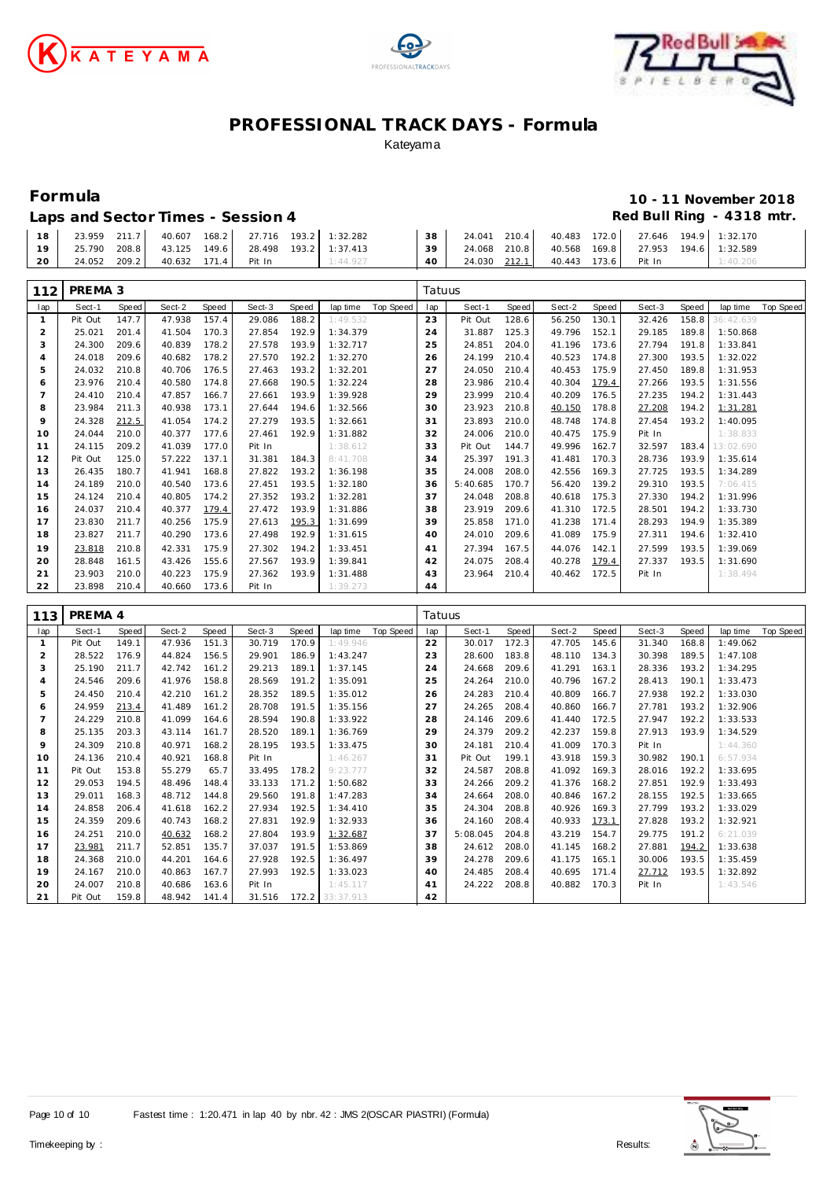# PROFESSIONAL TRACK DAYS - Formula

Kateyama

## Formula

**10 - 11 November 2018**

### Laps and Sector Times - Session 4

**Red Bull Ring - 4318 mtr.**

| lap | Sect-1 | Speed | Sect-2 | Speed | Sect-3 | Speed | lap time | Top Speed | lap | Sect-1 | Speed | Sect-2 | Speed | Sect-3 | Speed | lap time | Top Speed |
|---|---|---|---|---|---|---|---|---|---|---|---|---|---|---|---|---|---|
| 18 | 23.959 | 211.7 | 40.607 | 168.2 | 27.716 | 193.2 | 1:32.282 | | 38 | 24.041 | 210.4 | 40.483 | 172.0 | 27.646 | 194.9 | 1:32.170 | |
| 19 | 25.790 | 208.8 | 43.125 | 149.6 | 28.498 | 193.2 | 1:37.413 | | 39 | 24.068 | 210.8 | 40.568 | 169.8 | 27.953 | 194.6 | 1:32.589 | |
| 20 | 24.052 | 209.2 | 40.632 | 171.4 | Pit In | | 1:44.927 | | 40 | 24.030 | 212.1 | 40.443 | 173.6 | Pit In | | 1:40.206 | |

**112 PREMA 3** Tatuus

| lap | Sect-1 | Speed | Sect-2 | Speed | Sect-3 | Speed | lap time | Top Speed | lap | Sect-1 | Speed | Sect-2 | Speed | Sect-3 | Speed | lap time | Top Speed |
|---|---|---|---|---|---|---|---|---|---|---|---|---|---|---|---|---|---|
| 1 | Pit Out | 147.7 | 47.938 | 157.4 | 29.086 | 188.2 | 1:49.532 | | 23 | Pit Out | 128.6 | 56.250 | 130.1 | 32.426 | 158.8 | 36:42.639 | |
| 2 | 25.021 | 201.4 | 41.504 | 170.3 | 27.854 | 192.9 | 1:34.379 | | 24 | 31.887 | 125.3 | 49.796 | 152.1 | 29.185 | 189.8 | 1:50.868 | |
| 3 | 24.300 | 209.6 | 40.839 | 178.2 | 27.578 | 193.9 | 1:32.717 | | 25 | 24.851 | 204.0 | 41.196 | 173.6 | 27.794 | 191.8 | 1:33.841 | |
| 4 | 24.018 | 209.6 | 40.682 | 178.2 | 27.570 | 192.2 | 1:32.270 | | 26 | 24.199 | 210.4 | 40.523 | 174.8 | 27.300 | 193.5 | 1:32.022 | |
| 5 | 24.032 | 210.8 | 40.706 | 176.5 | 27.463 | 193.2 | 1:32.201 | | 27 | 24.050 | 210.4 | 40.453 | 175.9 | 27.450 | 189.8 | 1:31.953 | |
| 6 | 23.976 | 210.4 | 40.580 | 174.8 | 27.668 | 190.5 | 1:32.224 | | 28 | 23.986 | 210.4 | 40.304 | 179.4 | 27.266 | 193.5 | 1:31.556 | |
| 7 | 24.410 | 210.4 | 47.857 | 166.7 | 27.661 | 193.9 | 1:39.928 | | 29 | 23.999 | 210.4 | 40.209 | 176.5 | 27.235 | 194.2 | 1:31.443 | |
| 8 | 23.984 | 211.3 | 40.938 | 173.1 | 27.644 | 194.6 | 1:32.566 | | 30 | 23.923 | 210.8 | 40.150 | 178.8 | 27.208 | 194.2 | 1:31.281 | |
| 9 | 24.328 | 212.5 | 41.054 | 174.2 | 27.279 | 193.5 | 1:32.661 | | 31 | 23.893 | 210.0 | 48.748 | 174.8 | 27.454 | 193.2 | 1:40.095 | |
| 10 | 24.044 | 210.0 | 40.377 | 177.6 | 27.461 | 192.9 | 1:31.882 | | 32 | 24.006 | 210.0 | 40.475 | 175.9 | Pit In | | 1:38.833 | |
| 11 | 24.115 | 209.2 | 41.039 | 177.0 | Pit In | | 1:38.612 | | 33 | Pit Out | 144.7 | 49.996 | 162.7 | 32.597 | 183.4 | 13:02.690 | |
| 12 | Pit Out | 125.0 | 57.222 | 137.1 | 31.381 | 184.3 | 8:41.708 | | 34 | 25.397 | 191.3 | 41.481 | 170.3 | 28.736 | 193.9 | 1:35.614 | |
| 13 | 26.435 | 180.7 | 41.941 | 168.8 | 27.822 | 193.2 | 1:36.198 | | 35 | 24.008 | 208.0 | 42.556 | 169.3 | 27.725 | 193.5 | 1:34.289 | |
| 14 | 24.189 | 210.0 | 40.540 | 173.6 | 27.451 | 193.5 | 1:32.180 | | 36 | 5:40.685 | 170.7 | 56.420 | 139.2 | 29.310 | 193.5 | 7:06.415 | |
| 15 | 24.124 | 210.4 | 40.805 | 174.2 | 27.352 | 193.2 | 1:32.281 | | 37 | 24.048 | 208.8 | 40.618 | 175.3 | 27.330 | 194.2 | 1:31.996 | |
| 16 | 24.037 | 210.4 | 40.377 | 179.4 | 27.472 | 193.9 | 1:31.886 | | 38 | 23.919 | 209.6 | 41.310 | 172.5 | 28.501 | 194.2 | 1:33.730 | |
| 17 | 23.830 | 211.7 | 40.256 | 175.9 | 27.613 | 195.3 | 1:31.699 | | 39 | 25.858 | 171.0 | 41.238 | 171.4 | 28.293 | 194.9 | 1:35.389 | |
| 18 | 23.827 | 211.7 | 40.290 | 173.6 | 27.498 | 192.9 | 1:31.615 | | 40 | 24.010 | 209.6 | 41.089 | 175.9 | 27.311 | 194.6 | 1:32.410 | |
| 19 | 23.818 | 210.8 | 42.331 | 175.9 | 27.302 | 194.2 | 1:33.451 | | 41 | 27.394 | 167.5 | 44.076 | 142.1 | 27.599 | 193.5 | 1:39.069 | |
| 20 | 28.848 | 161.5 | 43.426 | 155.6 | 27.567 | 193.9 | 1:39.841 | | 42 | 24.075 | 208.4 | 40.278 | 179.4 | 27.337 | 193.5 | 1:31.690 | |
| 21 | 23.903 | 210.0 | 40.223 | 175.9 | 27.362 | 193.9 | 1:31.488 | | 43 | 23.964 | 210.4 | 40.462 | 172.5 | Pit In | | 1:38.494 | |
| 22 | 23.898 | 210.4 | 40.660 | 173.6 | Pit In | | 1:39.273 | | 44 | | | | | | | | |

**113 PREMA 4** Tatuus

| lap | Sect-1 | Speed | Sect-2 | Speed | Sect-3 | Speed | lap time | Top Speed | lap | Sect-1 | Speed | Sect-2 | Speed | Sect-3 | Speed | lap time | Top Speed |
|---|---|---|---|---|---|---|---|---|---|---|---|---|---|---|---|---|---|
| 1 | Pit Out | 149.1 | 47.936 | 151.3 | 30.719 | 170.9 | 1:49.946 | | 22 | 30.017 | 172.3 | 47.705 | 145.6 | 31.340 | 168.8 | 1:49.062 | |
| 2 | 28.522 | 176.9 | 44.824 | 156.5 | 29.901 | 186.9 | 1:43.247 | | 23 | 28.600 | 183.8 | 48.110 | 134.3 | 30.398 | 189.5 | 1:47.108 | |
| 3 | 25.190 | 211.7 | 42.742 | 161.2 | 29.213 | 189.1 | 1:37.145 | | 24 | 24.668 | 209.6 | 41.291 | 163.1 | 28.336 | 193.2 | 1:34.295 | |
| 4 | 24.546 | 209.6 | 41.976 | 158.8 | 28.569 | 191.2 | 1:35.091 | | 25 | 24.264 | 210.0 | 40.796 | 167.2 | 28.413 | 190.1 | 1:33.473 | |
| 5 | 24.450 | 210.4 | 42.210 | 161.2 | 28.352 | 189.5 | 1:35.012 | | 26 | 24.283 | 210.4 | 40.809 | 166.7 | 27.938 | 192.2 | 1:33.030 | |
| 6 | 24.959 | 213.4 | 41.489 | 161.2 | 28.708 | 191.5 | 1:35.156 | | 27 | 24.265 | 208.4 | 40.860 | 166.7 | 27.781 | 193.2 | 1:32.906 | |
| 7 | 24.229 | 210.8 | 41.099 | 164.6 | 28.594 | 190.8 | 1:33.922 | | 28 | 24.146 | 209.6 | 41.440 | 172.5 | 27.947 | 192.2 | 1:33.533 | |
| 8 | 25.135 | 203.3 | 43.114 | 161.7 | 28.520 | 189.1 | 1:36.769 | | 29 | 24.379 | 209.2 | 42.237 | 159.8 | 27.913 | 193.9 | 1:34.529 | |
| 9 | 24.309 | 210.8 | 40.971 | 168.2 | 28.195 | 193.5 | 1:33.475 | | 30 | 24.181 | 210.4 | 41.009 | 170.3 | Pit In | | 1:44.360 | |
| 10 | 24.136 | 210.4 | 40.921 | 168.8 | Pit In | | 1:46.267 | | 31 | Pit Out | 199.1 | 43.918 | 159.3 | 30.982 | 190.1 | 6:57.934 | |
| 11 | Pit Out | 153.8 | 55.279 | 65.7 | 33.495 | 178.2 | 9:23.777 | | 32 | 24.587 | 208.8 | 41.092 | 169.3 | 28.016 | 192.2 | 1:33.695 | |
| 12 | 29.053 | 194.5 | 48.496 | 148.4 | 33.133 | 171.2 | 1:50.682 | | 33 | 24.266 | 209.2 | 41.376 | 168.2 | 27.851 | 192.9 | 1:33.493 | |
| 13 | 29.011 | 168.3 | 48.712 | 144.8 | 29.560 | 191.8 | 1:47.283 | | 34 | 24.664 | 208.0 | 40.846 | 167.2 | 28.155 | 192.5 | 1:33.665 | |
| 14 | 24.858 | 206.4 | 41.618 | 162.2 | 27.934 | 192.5 | 1:34.410 | | 35 | 24.304 | 208.8 | 40.926 | 169.3 | 27.799 | 193.2 | 1:33.029 | |
| 15 | 24.359 | 209.6 | 40.743 | 168.2 | 27.831 | 192.9 | 1:32.933 | | 36 | 24.160 | 208.4 | 40.933 | 173.1 | 27.828 | 193.2 | 1:32.921 | |
| 16 | 24.251 | 210.0 | 40.632 | 168.2 | 27.804 | 193.9 | 1:32.687 | | 37 | 5:08.045 | 204.8 | 43.219 | 154.7 | 29.775 | 191.2 | 6:21.039 | |
| 17 | 23.981 | 211.7 | 52.851 | 135.7 | 37.037 | 191.5 | 1:53.869 | | 38 | 24.612 | 208.0 | 41.145 | 168.2 | 27.881 | 194.2 | 1:33.638 | |
| 18 | 24.368 | 210.0 | 44.201 | 164.6 | 27.928 | 192.5 | 1:36.497 | | 39 | 24.278 | 209.6 | 41.175 | 165.1 | 30.006 | 193.5 | 1:35.459 | |
| 19 | 24.167 | 210.0 | 40.863 | 167.7 | 27.993 | 192.5 | 1:33.023 | | 40 | 24.485 | 208.4 | 40.695 | 171.4 | 27.712 | 193.5 | 1:32.892 | |
| 20 | 24.007 | 210.8 | 40.686 | 163.6 | Pit In | | 1:45.117 | | 41 | 24.222 | 208.8 | 40.882 | 170.3 | Pit In | | 1:43.546 | |
| 21 | Pit Out | 159.8 | 48.942 | 141.4 | 31.516 | 172.2 | 33:37.913 | | 42 | | | | | | | | |

Fastest time : 1:20.471 in lap 40 by nbr. 42 : JMS 2(OSCAR PIASTRI) (Formula)

Timekeeping by : Results: